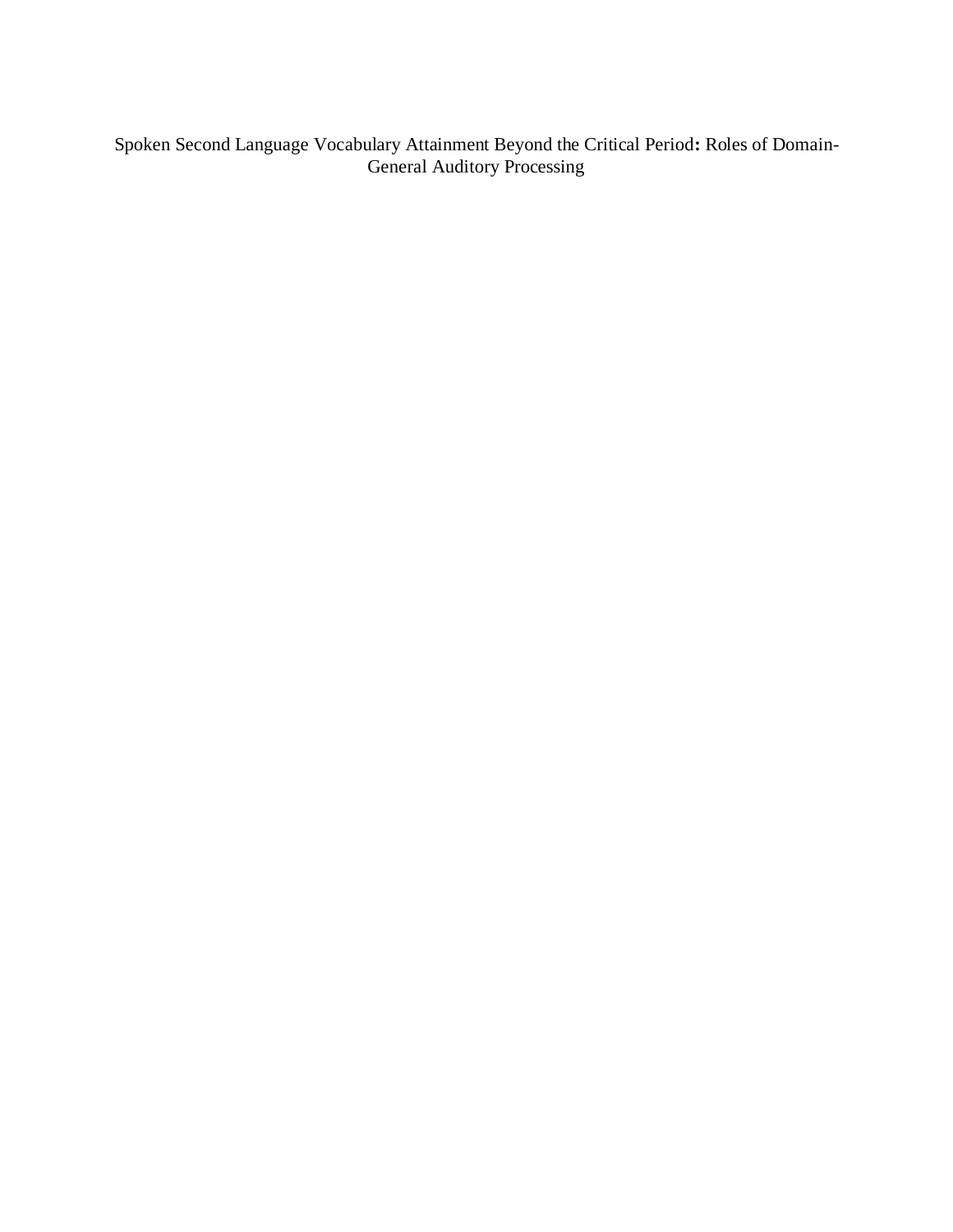# Spoken Second Language Vocabulary Attainment Beyond the Critical Period: Roles of Domain-General Auditory Processing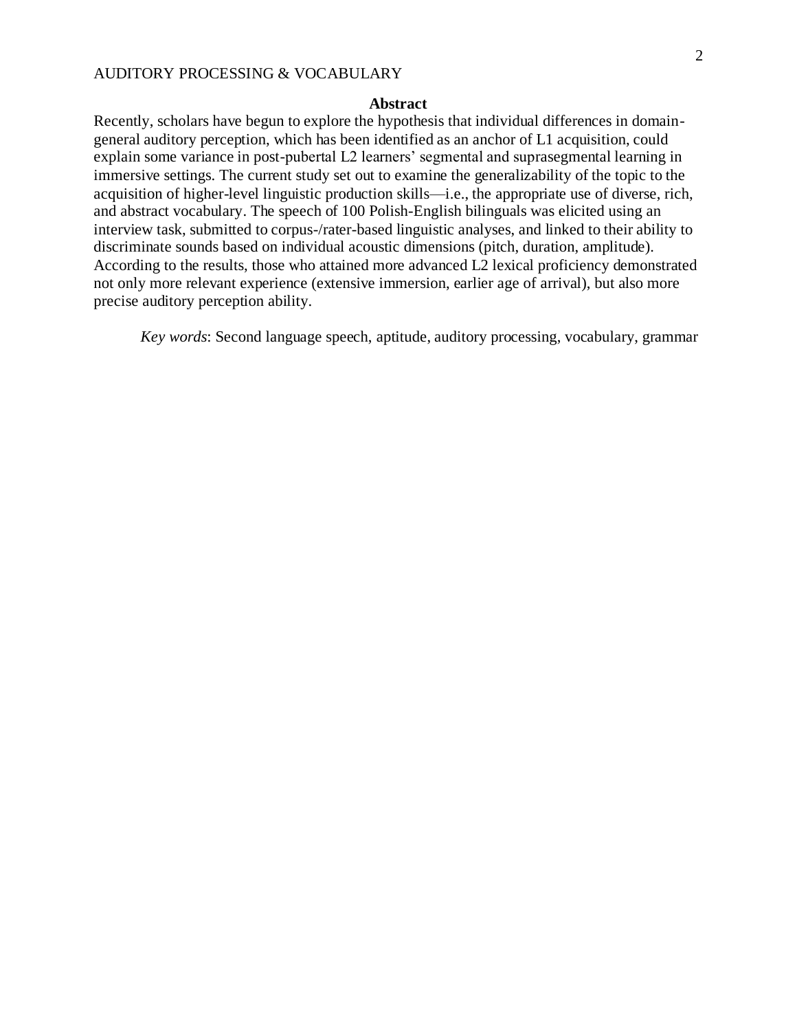## Abstract

Recently, scholars have begun to explore the hypothesis that individual differences in domain-general auditory perception, which has been identified as an anchor of L1 acquisition, could explain some variance in post-pubertal L2 learners' segmental and suprasegmental learning in immersive settings. The current study set out to examine the generalizability of the topic to the acquisition of higher-level linguistic production skills—i.e., the appropriate use of diverse, rich, and abstract vocabulary. The speech of 100 Polish-English bilinguals was elicited using an interview task, submitted to corpus-/rater-based linguistic analyses, and linked to their ability to discriminate sounds based on individual acoustic dimensions (pitch, duration, amplitude). According to the results, those who attained more advanced L2 lexical proficiency demonstrated not only more relevant experience (extensive immersion, earlier age of arrival), but also more precise auditory perception ability.

*Key words*: Second language speech, aptitude, auditory processing, vocabulary, grammar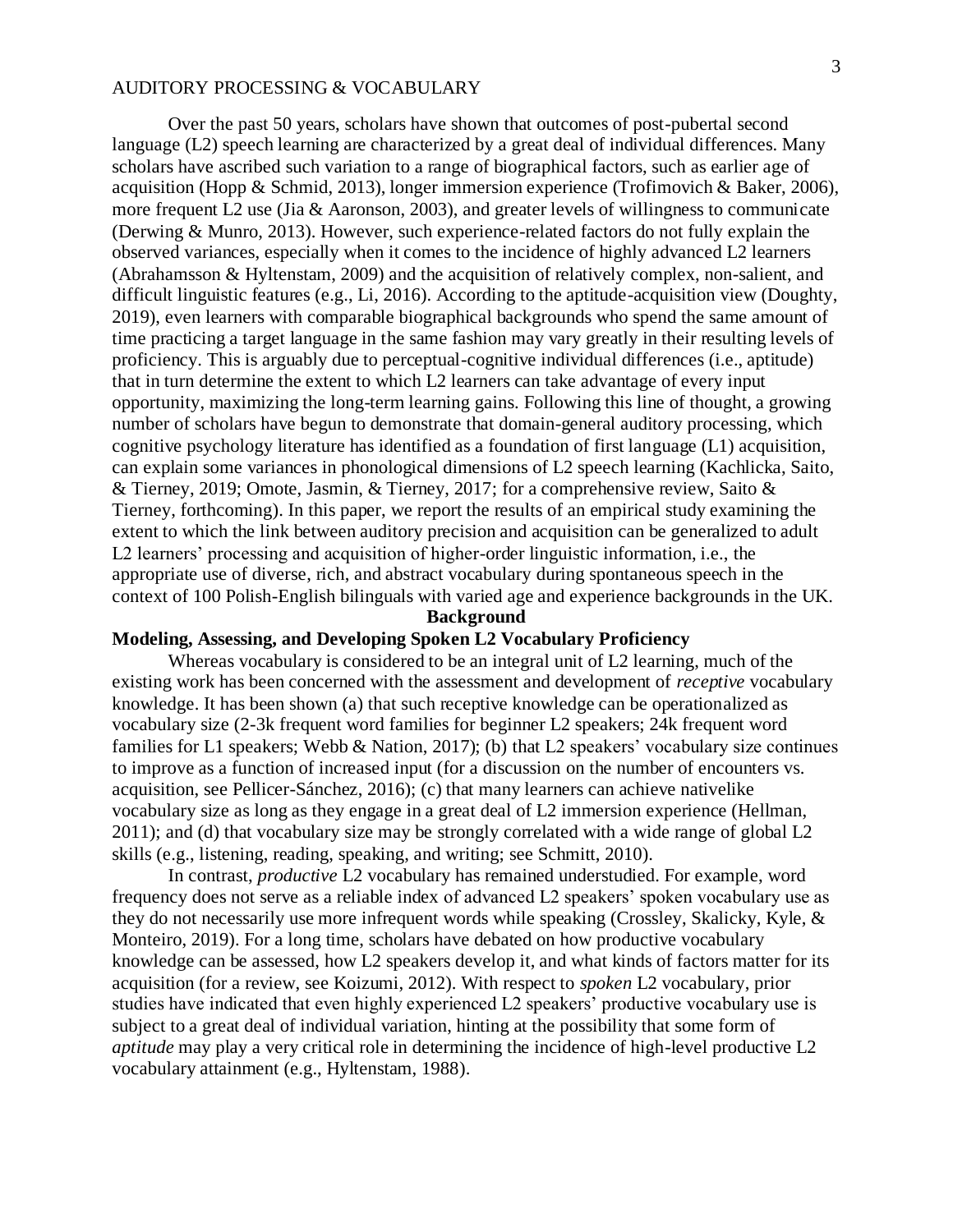Over the past 50 years, scholars have shown that outcomes of post-pubertal second language (L2) speech learning are characterized by a great deal of individual differences. Many scholars have ascribed such variation to a range of biographical factors, such as earlier age of acquisition (Hopp & Schmid, 2013), longer immersion experience (Trofimovich & Baker, 2006), more frequent L2 use (Jia & Aaronson, 2003), and greater levels of willingness to communicate (Derwing & Munro, 2013). However, such experience-related factors do not fully explain the observed variances, especially when it comes to the incidence of highly advanced L2 learners (Abrahamsson & Hyltenstam, 2009) and the acquisition of relatively complex, non-salient, and difficult linguistic features (e.g., Li, 2016). According to the aptitude-acquisition view (Doughty, 2019), even learners with comparable biographical backgrounds who spend the same amount of time practicing a target language in the same fashion may vary greatly in their resulting levels of proficiency. This is arguably due to perceptual-cognitive individual differences (i.e., aptitude) that in turn determine the extent to which L2 learners can take advantage of every input opportunity, maximizing the long-term learning gains. Following this line of thought, a growing number of scholars have begun to demonstrate that domain-general auditory processing, which cognitive psychology literature has identified as a foundation of first language (L1) acquisition, can explain some variances in phonological dimensions of L2 speech learning (Kachlicka, Saito, & Tierney, 2019; Omote, Jasmin, & Tierney, 2017; for a comprehensive review, Saito & Tierney, forthcoming). In this paper, we report the results of an empirical study examining the extent to which the link between auditory precision and acquisition can be generalized to adult L2 learners' processing and acquisition of higher-order linguistic information, i.e., the appropriate use of diverse, rich, and abstract vocabulary during spontaneous speech in the context of 100 Polish-English bilinguals with varied age and experience backgrounds in the UK.

## Background

### Modeling, Assessing, and Developing Spoken L2 Vocabulary Proficiency

Whereas vocabulary is considered to be an integral unit of L2 learning, much of the existing work has been concerned with the assessment and development of *receptive* vocabulary knowledge. It has been shown (a) that such receptive knowledge can be operationalized as vocabulary size (2-3k frequent word families for beginner L2 speakers; 24k frequent word families for L1 speakers; Webb & Nation, 2017); (b) that L2 speakers' vocabulary size continues to improve as a function of increased input (for a discussion on the number of encounters vs. acquisition, see Pellicer-Sánchez, 2016); (c) that many learners can achieve nativelike vocabulary size as long as they engage in a great deal of L2 immersion experience (Hellman, 2011); and (d) that vocabulary size may be strongly correlated with a wide range of global L2 skills (e.g., listening, reading, speaking, and writing; see Schmitt, 2010).

In contrast, *productive* L2 vocabulary has remained understudied. For example, word frequency does not serve as a reliable index of advanced L2 speakers' spoken vocabulary use as they do not necessarily use more infrequent words while speaking (Crossley, Skalicky, Kyle, & Monteiro, 2019). For a long time, scholars have debated on how productive vocabulary knowledge can be assessed, how L2 speakers develop it, and what kinds of factors matter for its acquisition (for a review, see Koizumi, 2012). With respect to *spoken* L2 vocabulary, prior studies have indicated that even highly experienced L2 speakers' productive vocabulary use is subject to a great deal of individual variation, hinting at the possibility that some form of *aptitude* may play a very critical role in determining the incidence of high-level productive L2 vocabulary attainment (e.g., Hyltenstam, 1988).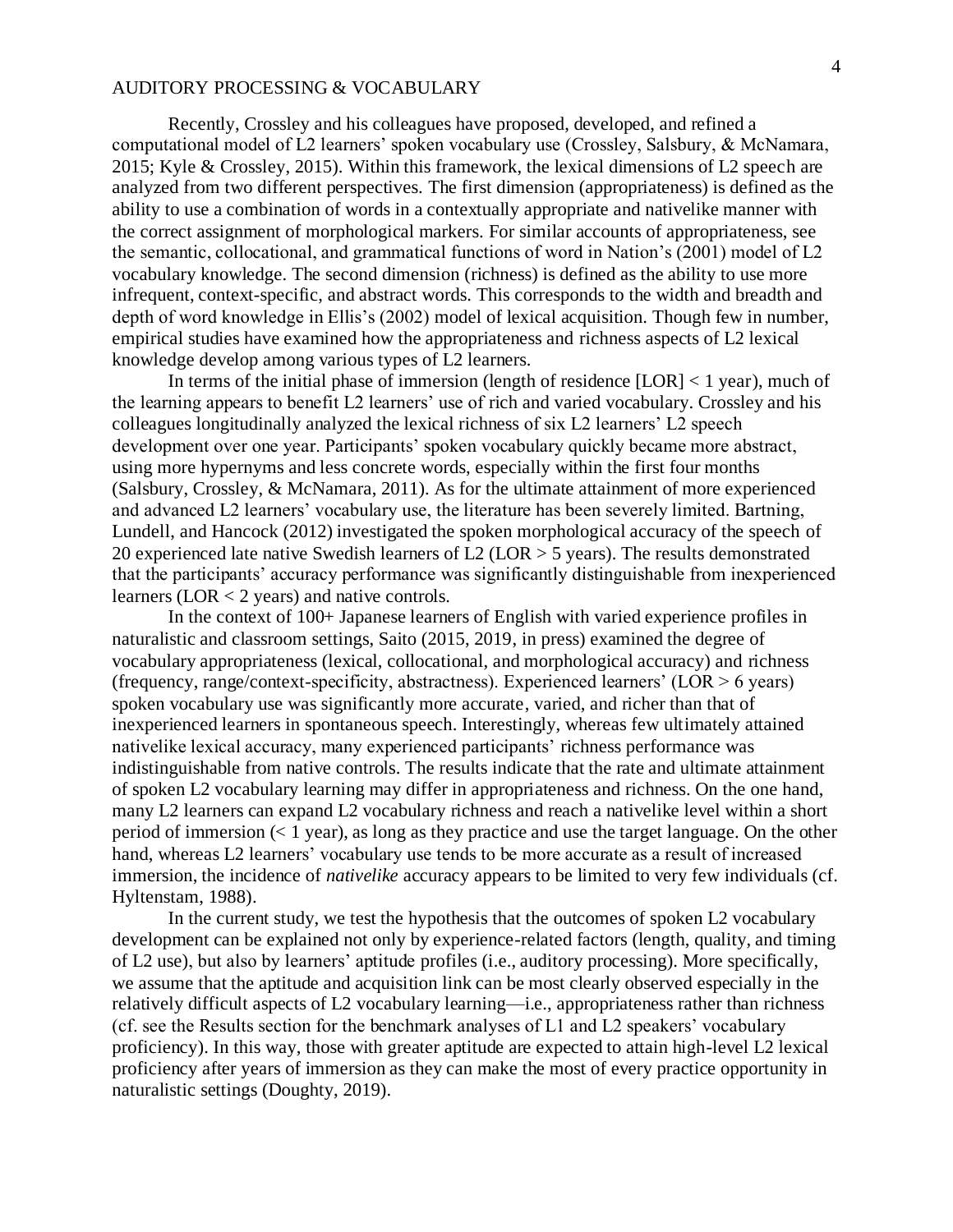Recently, Crossley and his colleagues have proposed, developed, and refined a computational model of L2 learners' spoken vocabulary use (Crossley, Salsbury, & McNamara, 2015; Kyle & Crossley, 2015). Within this framework, the lexical dimensions of L2 speech are analyzed from two different perspectives. The first dimension (appropriateness) is defined as the ability to use a combination of words in a contextually appropriate and nativelike manner with the correct assignment of morphological markers. For similar accounts of appropriateness, see the semantic, collocational, and grammatical functions of word in Nation's (2001) model of L2 vocabulary knowledge. The second dimension (richness) is defined as the ability to use more infrequent, context-specific, and abstract words. This corresponds to the width and breadth and depth of word knowledge in Ellis's (2002) model of lexical acquisition. Though few in number, empirical studies have examined how the appropriateness and richness aspects of L2 lexical knowledge develop among various types of L2 learners.

In terms of the initial phase of immersion (length of residence [LOR] < 1 year), much of the learning appears to benefit L2 learners' use of rich and varied vocabulary. Crossley and his colleagues longitudinally analyzed the lexical richness of six L2 learners' L2 speech development over one year. Participants' spoken vocabulary quickly became more abstract, using more hypernyms and less concrete words, especially within the first four months (Salsbury, Crossley, & McNamara, 2011). As for the ultimate attainment of more experienced and advanced L2 learners' vocabulary use, the literature has been severely limited. Bartning, Lundell, and Hancock (2012) investigated the spoken morphological accuracy of the speech of 20 experienced late native Swedish learners of L2 (LOR > 5 years). The results demonstrated that the participants' accuracy performance was significantly distinguishable from inexperienced learners (LOR < 2 years) and native controls.

In the context of 100+ Japanese learners of English with varied experience profiles in naturalistic and classroom settings, Saito (2015, 2019, in press) examined the degree of vocabulary appropriateness (lexical, collocational, and morphological accuracy) and richness (frequency, range/context-specificity, abstractness). Experienced learners' (LOR > 6 years) spoken vocabulary use was significantly more accurate, varied, and richer than that of inexperienced learners in spontaneous speech. Interestingly, whereas few ultimately attained nativelike lexical accuracy, many experienced participants' richness performance was indistinguishable from native controls. The results indicate that the rate and ultimate attainment of spoken L2 vocabulary learning may differ in appropriateness and richness. On the one hand, many L2 learners can expand L2 vocabulary richness and reach a nativelike level within a short period of immersion (< 1 year), as long as they practice and use the target language. On the other hand, whereas L2 learners' vocabulary use tends to be more accurate as a result of increased immersion, the incidence of *nativelike* accuracy appears to be limited to very few individuals (cf. Hyltenstam, 1988).

In the current study, we test the hypothesis that the outcomes of spoken L2 vocabulary development can be explained not only by experience-related factors (length, quality, and timing of L2 use), but also by learners' aptitude profiles (i.e., auditory processing). More specifically, we assume that the aptitude and acquisition link can be most clearly observed especially in the relatively difficult aspects of L2 vocabulary learning—i.e., appropriateness rather than richness (cf. see the Results section for the benchmark analyses of L1 and L2 speakers' vocabulary proficiency). In this way, those with greater aptitude are expected to attain high-level L2 lexical proficiency after years of immersion as they can make the most of every practice opportunity in naturalistic settings (Doughty, 2019).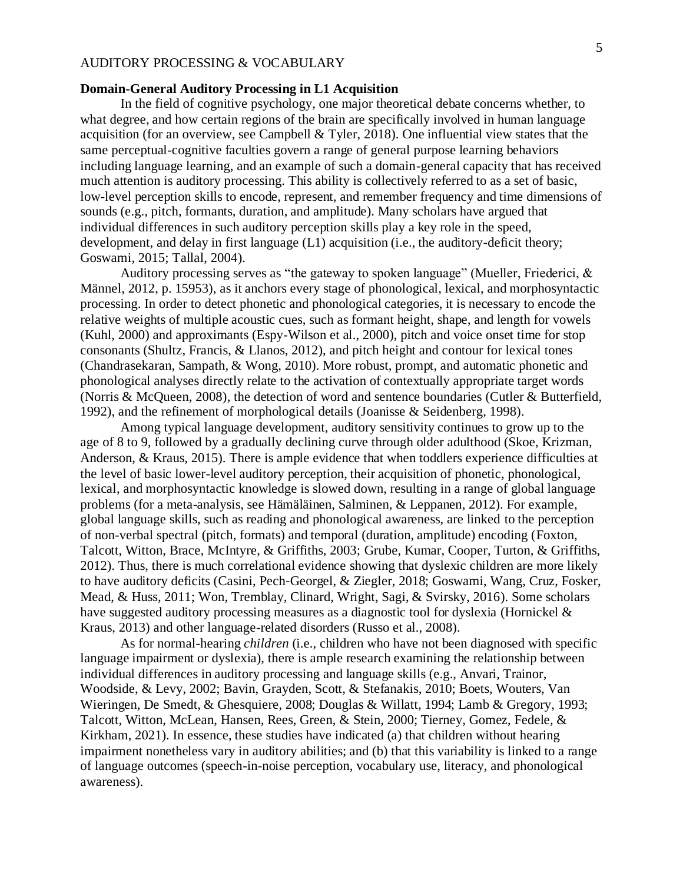### Domain-General Auditory Processing in L1 Acquisition

In the field of cognitive psychology, one major theoretical debate concerns whether, to what degree, and how certain regions of the brain are specifically involved in human language acquisition (for an overview, see Campbell & Tyler, 2018). One influential view states that the same perceptual-cognitive faculties govern a range of general purpose learning behaviors including language learning, and an example of such a domain-general capacity that has received much attention is auditory processing. This ability is collectively referred to as a set of basic, low-level perception skills to encode, represent, and remember frequency and time dimensions of sounds (e.g., pitch, formants, duration, and amplitude). Many scholars have argued that individual differences in such auditory perception skills play a key role in the speed, development, and delay in first language (L1) acquisition (i.e., the auditory-deficit theory; Goswami, 2015; Tallal, 2004).

Auditory processing serves as "the gateway to spoken language" (Mueller, Friederici, & Männel, 2012, p. 15953), as it anchors every stage of phonological, lexical, and morphosyntactic processing. In order to detect phonetic and phonological categories, it is necessary to encode the relative weights of multiple acoustic cues, such as formant height, shape, and length for vowels (Kuhl, 2000) and approximants (Espy-Wilson et al., 2000), pitch and voice onset time for stop consonants (Shultz, Francis, & Llanos, 2012), and pitch height and contour for lexical tones (Chandrasekaran, Sampath, & Wong, 2010). More robust, prompt, and automatic phonetic and phonological analyses directly relate to the activation of contextually appropriate target words (Norris & McQueen, 2008), the detection of word and sentence boundaries (Cutler & Butterfield, 1992), and the refinement of morphological details (Joanisse & Seidenberg, 1998).

Among typical language development, auditory sensitivity continues to grow up to the age of 8 to 9, followed by a gradually declining curve through older adulthood (Skoe, Krizman, Anderson, & Kraus, 2015). There is ample evidence that when toddlers experience difficulties at the level of basic lower-level auditory perception, their acquisition of phonetic, phonological, lexical, and morphosyntactic knowledge is slowed down, resulting in a range of global language problems (for a meta-analysis, see Hämäläinen, Salminen, & Leppanen, 2012). For example, global language skills, such as reading and phonological awareness, are linked to the perception of non-verbal spectral (pitch, formats) and temporal (duration, amplitude) encoding (Foxton, Talcott, Witton, Brace, McIntyre, & Griffiths, 2003; Grube, Kumar, Cooper, Turton, & Griffiths, 2012). Thus, there is much correlational evidence showing that dyslexic children are more likely to have auditory deficits (Casini, Pech-Georgel, & Ziegler, 2018; Goswami, Wang, Cruz, Fosker, Mead, & Huss, 2011; Won, Tremblay, Clinard, Wright, Sagi, & Svirsky, 2016). Some scholars have suggested auditory processing measures as a diagnostic tool for dyslexia (Hornickel & Kraus, 2013) and other language-related disorders (Russo et al., 2008).

As for normal-hearing *children* (i.e., children who have not been diagnosed with specific language impairment or dyslexia), there is ample research examining the relationship between individual differences in auditory processing and language skills (e.g., Anvari, Trainor, Woodside, & Levy, 2002; Bavin, Grayden, Scott, & Stefanakis, 2010; Boets, Wouters, Van Wieringen, De Smedt, & Ghesquiere, 2008; Douglas & Willatt, 1994; Lamb & Gregory, 1993; Talcott, Witton, McLean, Hansen, Rees, Green, & Stein, 2000; Tierney, Gomez, Fedele, & Kirkham, 2021). In essence, these studies have indicated (a) that children without hearing impairment nonetheless vary in auditory abilities; and (b) that this variability is linked to a range of language outcomes (speech-in-noise perception, vocabulary use, literacy, and phonological awareness).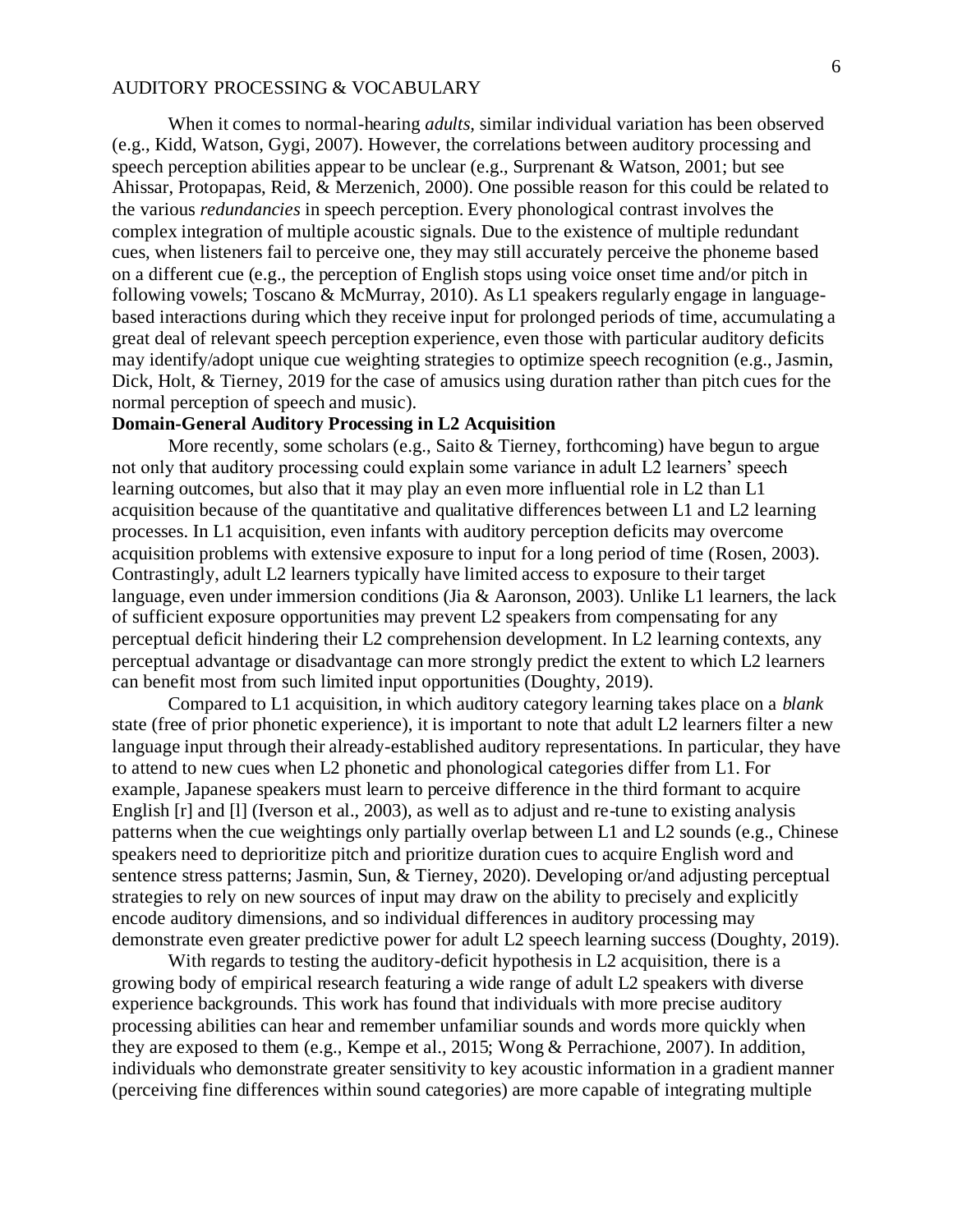When it comes to normal-hearing *adults*, similar individual variation has been observed (e.g., Kidd, Watson, Gygi, 2007). However, the correlations between auditory processing and speech perception abilities appear to be unclear (e.g., Surprenant & Watson, 2001; but see Ahissar, Protopapas, Reid, & Merzenich, 2000). One possible reason for this could be related to the various *redundancies* in speech perception. Every phonological contrast involves the complex integration of multiple acoustic signals. Due to the existence of multiple redundant cues, when listeners fail to perceive one, they may still accurately perceive the phoneme based on a different cue (e.g., the perception of English stops using voice onset time and/or pitch in following vowels; Toscano & McMurray, 2010). As L1 speakers regularly engage in language-based interactions during which they receive input for prolonged periods of time, accumulating a great deal of relevant speech perception experience, even those with particular auditory deficits may identify/adopt unique cue weighting strategies to optimize speech recognition (e.g., Jasmin, Dick, Holt, & Tierney, 2019 for the case of amusics using duration rather than pitch cues for the normal perception of speech and music).

**Domain-General Auditory Processing in L2 Acquisition**

More recently, some scholars (e.g., Saito & Tierney, forthcoming) have begun to argue not only that auditory processing could explain some variance in adult L2 learners' speech learning outcomes, but also that it may play an even more influential role in L2 than L1 acquisition because of the quantitative and qualitative differences between L1 and L2 learning processes. In L1 acquisition, even infants with auditory perception deficits may overcome acquisition problems with extensive exposure to input for a long period of time (Rosen, 2003). Contrastingly, adult L2 learners typically have limited access to exposure to their target language, even under immersion conditions (Jia & Aaronson, 2003). Unlike L1 learners, the lack of sufficient exposure opportunities may prevent L2 speakers from compensating for any perceptual deficit hindering their L2 comprehension development. In L2 learning contexts, any perceptual advantage or disadvantage can more strongly predict the extent to which L2 learners can benefit most from such limited input opportunities (Doughty, 2019).

Compared to L1 acquisition, in which auditory category learning takes place on a *blank* state (free of prior phonetic experience), it is important to note that adult L2 learners filter a new language input through their already-established auditory representations. In particular, they have to attend to new cues when L2 phonetic and phonological categories differ from L1. For example, Japanese speakers must learn to perceive difference in the third formant to acquire English [r] and [l] (Iverson et al., 2003), as well as to adjust and re-tune to existing analysis patterns when the cue weightings only partially overlap between L1 and L2 sounds (e.g., Chinese speakers need to deprioritize pitch and prioritize duration cues to acquire English word and sentence stress patterns; Jasmin, Sun, & Tierney, 2020). Developing or/and adjusting perceptual strategies to rely on new sources of input may draw on the ability to precisely and explicitly encode auditory dimensions, and so individual differences in auditory processing may demonstrate even greater predictive power for adult L2 speech learning success (Doughty, 2019).

With regards to testing the auditory-deficit hypothesis in L2 acquisition, there is a growing body of empirical research featuring a wide range of adult L2 speakers with diverse experience backgrounds. This work has found that individuals with more precise auditory processing abilities can hear and remember unfamiliar sounds and words more quickly when they are exposed to them (e.g., Kempe et al., 2015; Wong & Perrachione, 2007). In addition, individuals who demonstrate greater sensitivity to key acoustic information in a gradient manner (perceiving fine differences within sound categories) are more capable of integrating multiple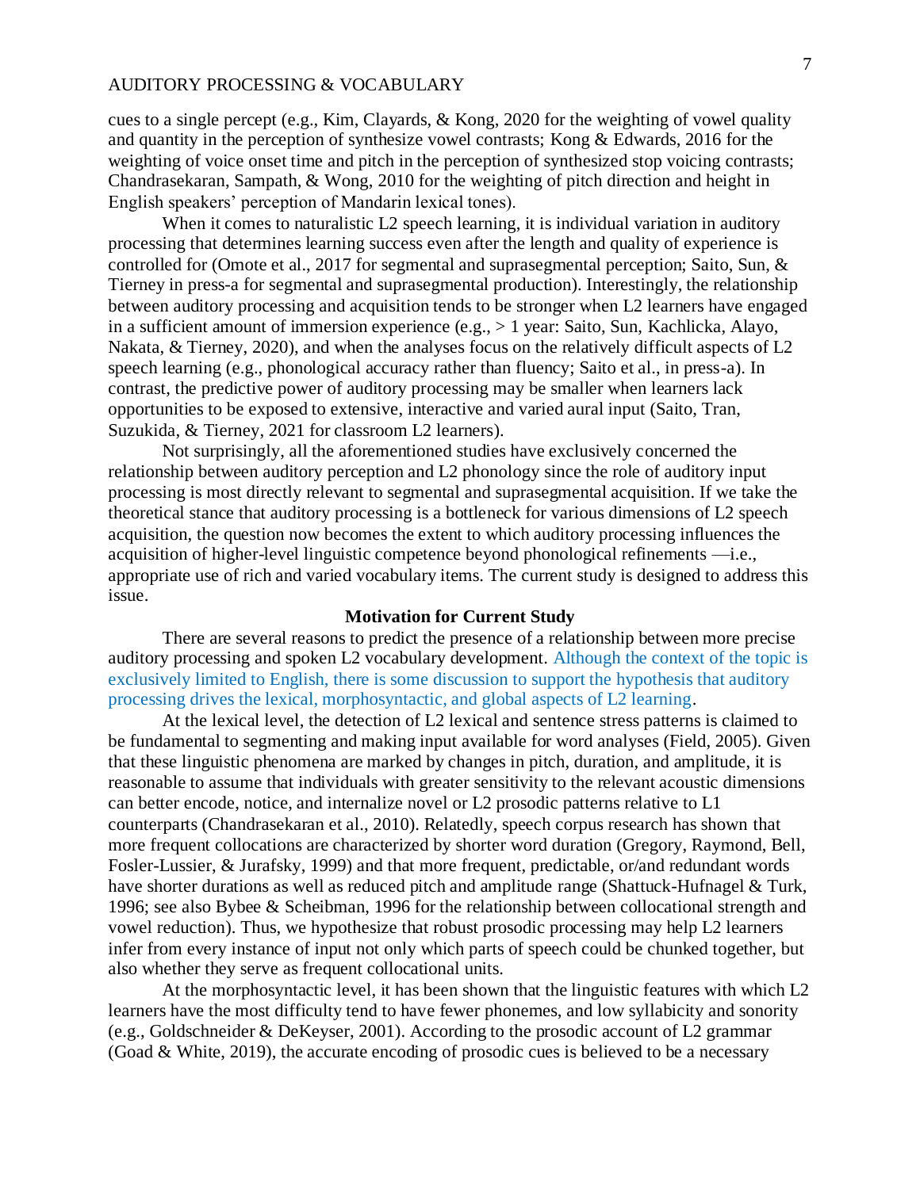cues to a single percept (e.g., Kim, Clayards, & Kong, 2020 for the weighting of vowel quality and quantity in the perception of synthesize vowel contrasts; Kong & Edwards, 2016 for the weighting of voice onset time and pitch in the perception of synthesized stop voicing contrasts; Chandrasekaran, Sampath, & Wong, 2010 for the weighting of pitch direction and height in English speakers' perception of Mandarin lexical tones).

When it comes to naturalistic L2 speech learning, it is individual variation in auditory processing that determines learning success even after the length and quality of experience is controlled for (Omote et al., 2017 for segmental and suprasegmental perception; Saito, Sun, & Tierney in press-a for segmental and suprasegmental production). Interestingly, the relationship between auditory processing and acquisition tends to be stronger when L2 learners have engaged in a sufficient amount of immersion experience (e.g., > 1 year: Saito, Sun, Kachlicka, Alayo, Nakata, & Tierney, 2020), and when the analyses focus on the relatively difficult aspects of L2 speech learning (e.g., phonological accuracy rather than fluency; Saito et al., in press-a). In contrast, the predictive power of auditory processing may be smaller when learners lack opportunities to be exposed to extensive, interactive and varied aural input (Saito, Tran, Suzukida, & Tierney, 2021 for classroom L2 learners).

Not surprisingly, all the aforementioned studies have exclusively concerned the relationship between auditory perception and L2 phonology since the role of auditory input processing is most directly relevant to segmental and suprasegmental acquisition. If we take the theoretical stance that auditory processing is a bottleneck for various dimensions of L2 speech acquisition, the question now becomes the extent to which auditory processing influences the acquisition of higher-level linguistic competence beyond phonological refinements —i.e., appropriate use of rich and varied vocabulary items. The current study is designed to address this issue.

**Motivation for Current Study**

There are several reasons to predict the presence of a relationship between more precise auditory processing and spoken L2 vocabulary development. Although the context of the topic is exclusively limited to English, there is some discussion to support the hypothesis that auditory processing drives the lexical, morphosyntactic, and global aspects of L2 learning.

At the lexical level, the detection of L2 lexical and sentence stress patterns is claimed to be fundamental to segmenting and making input available for word analyses (Field, 2005). Given that these linguistic phenomena are marked by changes in pitch, duration, and amplitude, it is reasonable to assume that individuals with greater sensitivity to the relevant acoustic dimensions can better encode, notice, and internalize novel or L2 prosodic patterns relative to L1 counterparts (Chandrasekaran et al., 2010). Relatedly, speech corpus research has shown that more frequent collocations are characterized by shorter word duration (Gregory, Raymond, Bell, Fosler-Lussier, & Jurafsky, 1999) and that more frequent, predictable, or/and redundant words have shorter durations as well as reduced pitch and amplitude range (Shattuck-Hufnagel & Turk, 1996; see also Bybee & Scheibman, 1996 for the relationship between collocational strength and vowel reduction). Thus, we hypothesize that robust prosodic processing may help L2 learners infer from every instance of input not only which parts of speech could be chunked together, but also whether they serve as frequent collocational units.

At the morphosyntactic level, it has been shown that the linguistic features with which L2 learners have the most difficulty tend to have fewer phonemes, and low syllabicity and sonority (e.g., Goldschneider & DeKeyser, 2001). According to the prosodic account of L2 grammar (Goad & White, 2019), the accurate encoding of prosodic cues is believed to be a necessary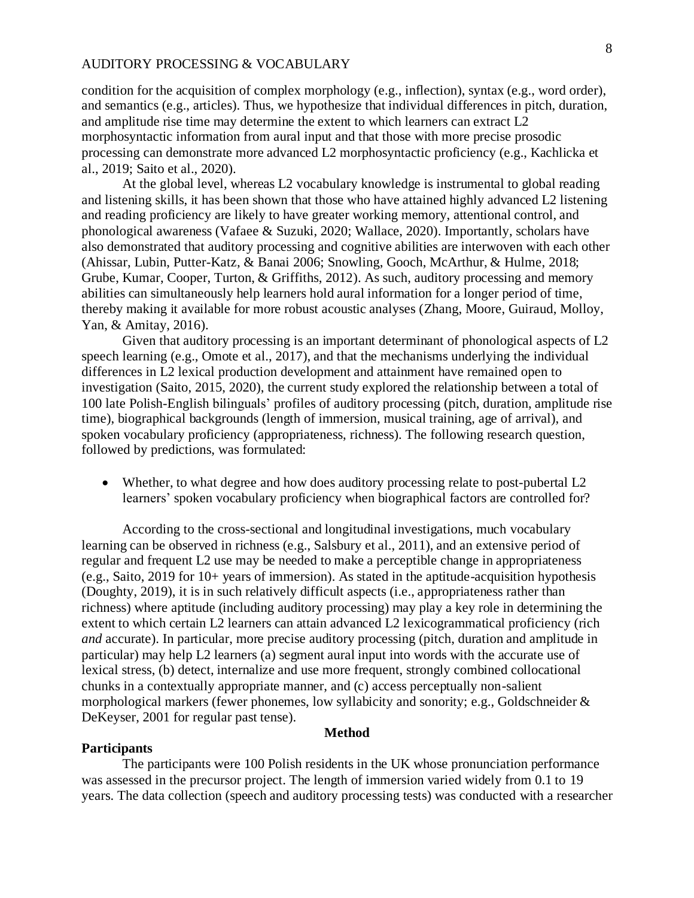condition for the acquisition of complex morphology (e.g., inflection), syntax (e.g., word order), and semantics (e.g., articles). Thus, we hypothesize that individual differences in pitch, duration, and amplitude rise time may determine the extent to which learners can extract L2 morphosyntactic information from aural input and that those with more precise prosodic processing can demonstrate more advanced L2 morphosyntactic proficiency (e.g., Kachlicka et al., 2019; Saito et al., 2020).

At the global level, whereas L2 vocabulary knowledge is instrumental to global reading and listening skills, it has been shown that those who have attained highly advanced L2 listening and reading proficiency are likely to have greater working memory, attentional control, and phonological awareness (Vafaee & Suzuki, 2020; Wallace, 2020). Importantly, scholars have also demonstrated that auditory processing and cognitive abilities are interwoven with each other (Ahissar, Lubin, Putter-Katz, & Banai 2006; Snowling, Gooch, McArthur, & Hulme, 2018; Grube, Kumar, Cooper, Turton, & Griffiths, 2012). As such, auditory processing and memory abilities can simultaneously help learners hold aural information for a longer period of time, thereby making it available for more robust acoustic analyses (Zhang, Moore, Guiraud, Molloy, Yan, & Amitay, 2016).

Given that auditory processing is an important determinant of phonological aspects of L2 speech learning (e.g., Omote et al., 2017), and that the mechanisms underlying the individual differences in L2 lexical production development and attainment have remained open to investigation (Saito, 2015, 2020), the current study explored the relationship between a total of 100 late Polish-English bilinguals' profiles of auditory processing (pitch, duration, amplitude rise time), biographical backgrounds (length of immersion, musical training, age of arrival), and spoken vocabulary proficiency (appropriateness, richness). The following research question, followed by predictions, was formulated:

- Whether, to what degree and how does auditory processing relate to post-pubertal L2 learners' spoken vocabulary proficiency when biographical factors are controlled for?

According to the cross-sectional and longitudinal investigations, much vocabulary learning can be observed in richness (e.g., Salsbury et al., 2011), and an extensive period of regular and frequent L2 use may be needed to make a perceptible change in appropriateness (e.g., Saito, 2019 for 10+ years of immersion). As stated in the aptitude-acquisition hypothesis (Doughty, 2019), it is in such relatively difficult aspects (i.e., appropriateness rather than richness) where aptitude (including auditory processing) may play a key role in determining the extent to which certain L2 learners can attain advanced L2 lexicogrammatical proficiency (rich *and* accurate). In particular, more precise auditory processing (pitch, duration and amplitude in particular) may help L2 learners (a) segment aural input into words with the accurate use of lexical stress, (b) detect, internalize and use more frequent, strongly combined collocational chunks in a contextually appropriate manner, and (c) access perceptually non-salient morphological markers (fewer phonemes, low syllabicity and sonority; e.g., Goldschneider & DeKeyser, 2001 for regular past tense).

## Method

### Participants

The participants were 100 Polish residents in the UK whose pronunciation performance was assessed in the precursor project. The length of immersion varied widely from 0.1 to 19 years. The data collection (speech and auditory processing tests) was conducted with a researcher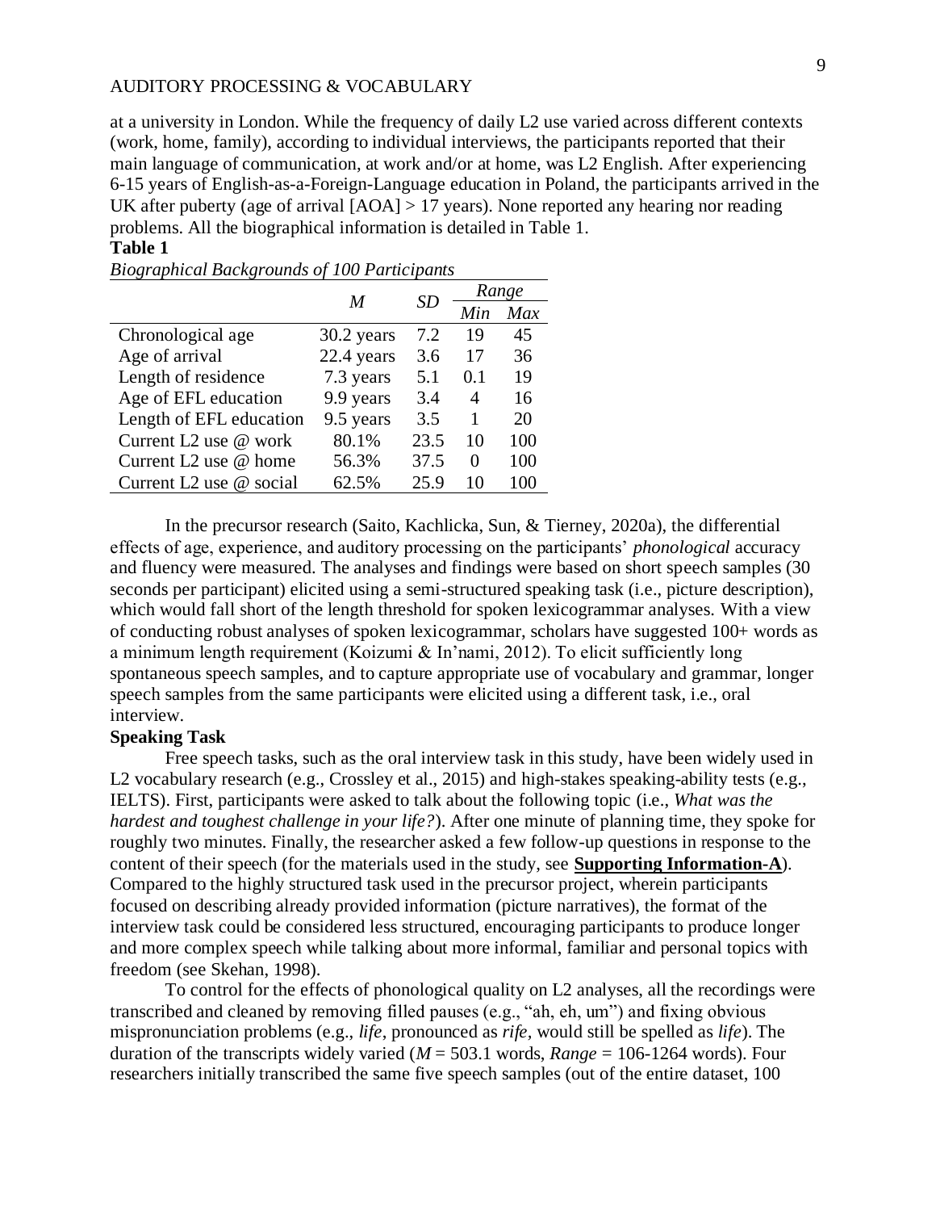at a university in London. While the frequency of daily L2 use varied across different contexts (work, home, family), according to individual interviews, the participants reported that their main language of communication, at work and/or at home, was L2 English. After experiencing 6-15 years of English-as-a-Foreign-Language education in Poland, the participants arrived in the UK after puberty (age of arrival [AOA] > 17 years). None reported any hearing nor reading problems. All the biographical information is detailed in Table 1.

**Table 1**

*Biographical Backgrounds of 100 Participants*

| | *M* | *SD* | *Range* | |
|---|---|---|---|---|
| | | | *Min* | *Max* |
| Chronological age | 30.2 years | 7.2 | 19 | 45 |
| Age of arrival | 22.4 years | 3.6 | 17 | 36 |
| Length of residence | 7.3 years | 5.1 | 0.1 | 19 |
| Age of EFL education | 9.9 years | 3.4 | 4 | 16 |
| Length of EFL education | 9.5 years | 3.5 | 1 | 20 |
| Current L2 use @ work | 80.1% | 23.5 | 10 | 100 |
| Current L2 use @ home | 56.3% | 37.5 | 0 | 100 |
| Current L2 use @ social | 62.5% | 25.9 | 10 | 100 |

In the precursor research (Saito, Kachlicka, Sun, & Tierney, 2020a), the differential effects of age, experience, and auditory processing on the participants' *phonological* accuracy and fluency were measured. The analyses and findings were based on short speech samples (30 seconds per participant) elicited using a semi-structured speaking task (i.e., picture description), which would fall short of the length threshold for spoken lexicogrammar analyses. With a view of conducting robust analyses of spoken lexicogrammar, scholars have suggested 100+ words as a minimum length requirement (Koizumi & In'nami, 2012). To elicit sufficiently long spontaneous speech samples, and to capture appropriate use of vocabulary and grammar, longer speech samples from the same participants were elicited using a different task, i.e., oral interview.

**Speaking Task**

Free speech tasks, such as the oral interview task in this study, have been widely used in L2 vocabulary research (e.g., Crossley et al., 2015) and high-stakes speaking-ability tests (e.g., IELTS). First, participants were asked to talk about the following topic (i.e., *What was the hardest and toughest challenge in your life?*). After one minute of planning time, they spoke for roughly two minutes. Finally, the researcher asked a few follow-up questions in response to the content of their speech (for the materials used in the study, see **Supporting Information-A**). Compared to the highly structured task used in the precursor project, wherein participants focused on describing already provided information (picture narratives), the format of the interview task could be considered less structured, encouraging participants to produce longer and more complex speech while talking about more informal, familiar and personal topics with freedom (see Skehan, 1998).

To control for the effects of phonological quality on L2 analyses, all the recordings were transcribed and cleaned by removing filled pauses (e.g., "ah, eh, um") and fixing obvious mispronunciation problems (e.g., *life*, pronounced as *rife*, would still be spelled as *life*). The duration of the transcripts widely varied (*M* = 503.1 words, *Range* = 106-1264 words). Four researchers initially transcribed the same five speech samples (out of the entire dataset, 100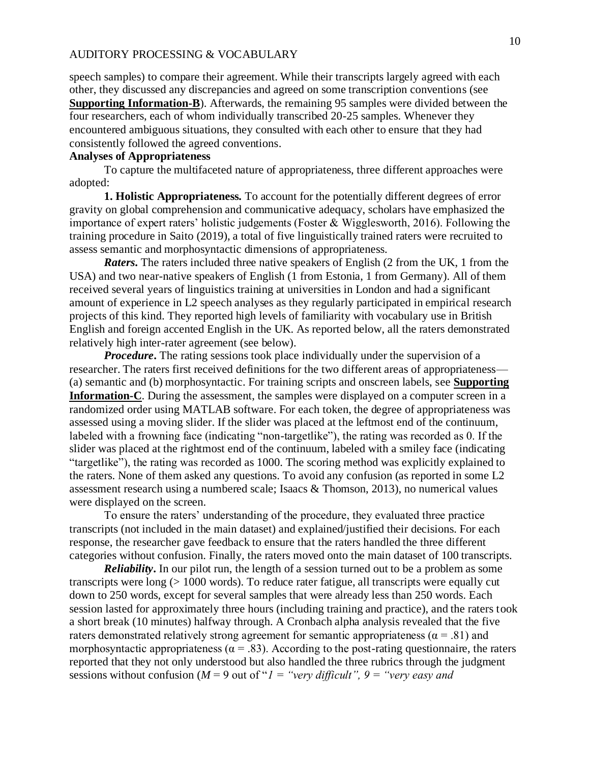speech samples) to compare their agreement. While their transcripts largely agreed with each other, they discussed any discrepancies and agreed on some transcription conventions (see **Supporting Information-B**). Afterwards, the remaining 95 samples were divided between the four researchers, each of whom individually transcribed 20-25 samples. Whenever they encountered ambiguous situations, they consulted with each other to ensure that they had consistently followed the agreed conventions.

**Analyses of Appropriateness**

To capture the multifaceted nature of appropriateness, three different approaches were adopted:

**1. Holistic Appropriateness.** To account for the potentially different degrees of error gravity on global comprehension and communicative adequacy, scholars have emphasized the importance of expert raters' holistic judgements (Foster & Wigglesworth, 2016). Following the training procedure in Saito (2019), a total of five linguistically trained raters were recruited to assess semantic and morphosyntactic dimensions of appropriateness.

***Raters.*** The raters included three native speakers of English (2 from the UK, 1 from the USA) and two near-native speakers of English (1 from Estonia, 1 from Germany). All of them received several years of linguistics training at universities in London and had a significant amount of experience in L2 speech analyses as they regularly participated in empirical research projects of this kind. They reported high levels of familiarity with vocabulary use in British English and foreign accented English in the UK. As reported below, all the raters demonstrated relatively high inter-rater agreement (see below).

***Procedure*.** The rating sessions took place individually under the supervision of a researcher. The raters first received definitions for the two different areas of appropriateness—(a) semantic and (b) morphosyntactic. For training scripts and onscreen labels, see **Supporting Information-C**. During the assessment, the samples were displayed on a computer screen in a randomized order using MATLAB software. For each token, the degree of appropriateness was assessed using a moving slider. If the slider was placed at the leftmost end of the continuum, labeled with a frowning face (indicating "non-targetlike"), the rating was recorded as 0. If the slider was placed at the rightmost end of the continuum, labeled with a smiley face (indicating "targetlike"), the rating was recorded as 1000. The scoring method was explicitly explained to the raters. None of them asked any questions. To avoid any confusion (as reported in some L2 assessment research using a numbered scale; Isaacs & Thomson, 2013), no numerical values were displayed on the screen.

To ensure the raters' understanding of the procedure, they evaluated three practice transcripts (not included in the main dataset) and explained/justified their decisions. For each response, the researcher gave feedback to ensure that the raters handled the three different categories without confusion. Finally, the raters moved onto the main dataset of 100 transcripts.

***Reliability*.** In our pilot run, the length of a session turned out to be a problem as some transcripts were long (> 1000 words). To reduce rater fatigue, all transcripts were equally cut down to 250 words, except for several samples that were already less than 250 words. Each session lasted for approximately three hours (including training and practice), and the raters took a short break (10 minutes) halfway through. A Cronbach alpha analysis revealed that the five raters demonstrated relatively strong agreement for semantic appropriateness ($\alpha = .81$) and morphosyntactic appropriateness ($\alpha = .83$). According to the post-rating questionnaire, the raters reported that they not only understood but also handled the three rubrics through the judgment sessions without confusion ($M = 9$ out of "*1 = "very difficult", 9 = "very easy and*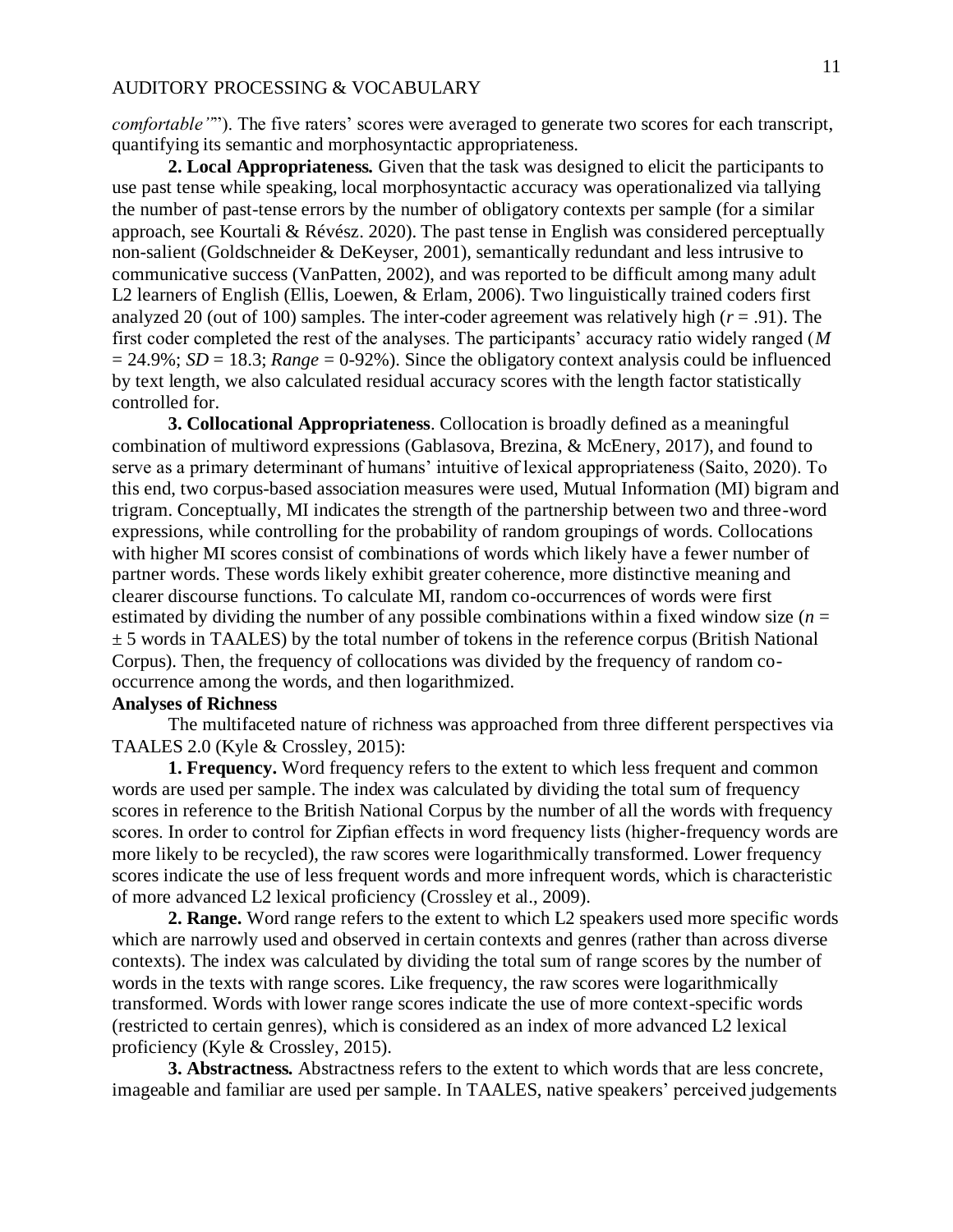*comfortable'*"). The five raters' scores were averaged to generate two scores for each transcript, quantifying its semantic and morphosyntactic appropriateness.

**2. Local Appropriateness.** Given that the task was designed to elicit the participants to use past tense while speaking, local morphosyntactic accuracy was operationalized via tallying the number of past-tense errors by the number of obligatory contexts per sample (for a similar approach, see Kourtali & Révész. 2020). The past tense in English was considered perceptually non-salient (Goldschneider & DeKeyser, 2001), semantically redundant and less intrusive to communicative success (VanPatten, 2002), and was reported to be difficult among many adult L2 learners of English (Ellis, Loewen, & Erlam, 2006). Two linguistically trained coders first analyzed 20 (out of 100) samples. The inter-coder agreement was relatively high ($r$ = .91). The first coder completed the rest of the analyses. The participants' accuracy ratio widely ranged ($M$ = 24.9%; $SD$ = 18.3; *Range* = 0-92%). Since the obligatory context analysis could be influenced by text length, we also calculated residual accuracy scores with the length factor statistically controlled for.

**3. Collocational Appropriateness**. Collocation is broadly defined as a meaningful combination of multiword expressions (Gablasova, Brezina, & McEnery, 2017), and found to serve as a primary determinant of humans' intuitive of lexical appropriateness (Saito, 2020). To this end, two corpus-based association measures were used, Mutual Information (MI) bigram and trigram. Conceptually, MI indicates the strength of the partnership between two and three-word expressions, while controlling for the probability of random groupings of words. Collocations with higher MI scores consist of combinations of words which likely have a fewer number of partner words. These words likely exhibit greater coherence, more distinctive meaning and clearer discourse functions. To calculate MI, random co-occurrences of words were first estimated by dividing the number of any possible combinations within a fixed window size ($n$ = ± 5 words in TAALES) by the total number of tokens in the reference corpus (British National Corpus). Then, the frequency of collocations was divided by the frequency of random co-occurrence among the words, and then logarithmized.

**Analyses of Richness**

The multifaceted nature of richness was approached from three different perspectives via TAALES 2.0 (Kyle & Crossley, 2015):

**1. Frequency.** Word frequency refers to the extent to which less frequent and common words are used per sample. The index was calculated by dividing the total sum of frequency scores in reference to the British National Corpus by the number of all the words with frequency scores. In order to control for Zipfian effects in word frequency lists (higher-frequency words are more likely to be recycled), the raw scores were logarithmically transformed. Lower frequency scores indicate the use of less frequent words and more infrequent words, which is characteristic of more advanced L2 lexical proficiency (Crossley et al., 2009).

**2. Range.** Word range refers to the extent to which L2 speakers used more specific words which are narrowly used and observed in certain contexts and genres (rather than across diverse contexts). The index was calculated by dividing the total sum of range scores by the number of words in the texts with range scores. Like frequency, the raw scores were logarithmically transformed. Words with lower range scores indicate the use of more context-specific words (restricted to certain genres), which is considered as an index of more advanced L2 lexical proficiency (Kyle & Crossley, 2015).

**3. Abstractness.** Abstractness refers to the extent to which words that are less concrete, imageable and familiar are used per sample. In TAALES, native speakers' perceived judgements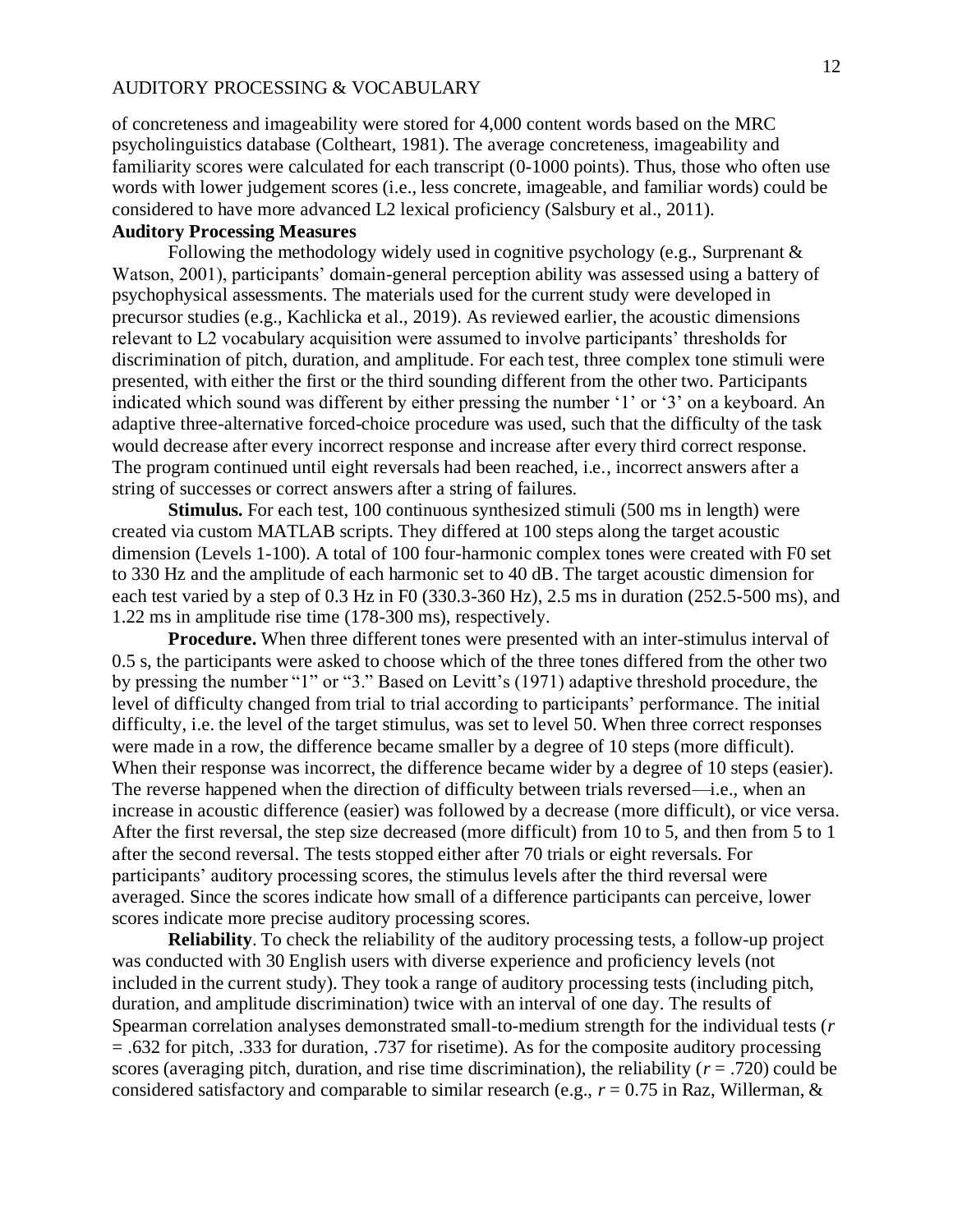of concreteness and imageability were stored for 4,000 content words based on the MRC psycholinguistics database (Coltheart, 1981). The average concreteness, imageability and familiarity scores were calculated for each transcript (0-1000 points). Thus, those who often use words with lower judgement scores (i.e., less concrete, imageable, and familiar words) could be considered to have more advanced L2 lexical proficiency (Salsbury et al., 2011).

**Auditory Processing Measures**

Following the methodology widely used in cognitive psychology (e.g., Surprenant & Watson, 2001), participants' domain-general perception ability was assessed using a battery of psychophysical assessments. The materials used for the current study were developed in precursor studies (e.g., Kachlicka et al., 2019). As reviewed earlier, the acoustic dimensions relevant to L2 vocabulary acquisition were assumed to involve participants' thresholds for discrimination of pitch, duration, and amplitude. For each test, three complex tone stimuli were presented, with either the first or the third sounding different from the other two. Participants indicated which sound was different by either pressing the number '1' or '3' on a keyboard. An adaptive three-alternative forced-choice procedure was used, such that the difficulty of the task would decrease after every incorrect response and increase after every third correct response. The program continued until eight reversals had been reached, i.e., incorrect answers after a string of successes or correct answers after a string of failures.

**Stimulus.** For each test, 100 continuous synthesized stimuli (500 ms in length) were created via custom MATLAB scripts. They differed at 100 steps along the target acoustic dimension (Levels 1-100). A total of 100 four-harmonic complex tones were created with F0 set to 330 Hz and the amplitude of each harmonic set to 40 dB. The target acoustic dimension for each test varied by a step of 0.3 Hz in F0 (330.3-360 Hz), 2.5 ms in duration (252.5-500 ms), and 1.22 ms in amplitude rise time (178-300 ms), respectively.

**Procedure.** When three different tones were presented with an inter-stimulus interval of 0.5 s, the participants were asked to choose which of the three tones differed from the other two by pressing the number "1" or "3." Based on Levitt's (1971) adaptive threshold procedure, the level of difficulty changed from trial to trial according to participants' performance. The initial difficulty, i.e. the level of the target stimulus, was set to level 50. When three correct responses were made in a row, the difference became smaller by a degree of 10 steps (more difficult). When their response was incorrect, the difference became wider by a degree of 10 steps (easier). The reverse happened when the direction of difficulty between trials reversed—i.e., when an increase in acoustic difference (easier) was followed by a decrease (more difficult), or vice versa. After the first reversal, the step size decreased (more difficult) from 10 to 5, and then from 5 to 1 after the second reversal. The tests stopped either after 70 trials or eight reversals. For participants' auditory processing scores, the stimulus levels after the third reversal were averaged. Since the scores indicate how small of a difference participants can perceive, lower scores indicate more precise auditory processing scores.

**Reliability**. To check the reliability of the auditory processing tests, a follow-up project was conducted with 30 English users with diverse experience and proficiency levels (not included in the current study). They took a range of auditory processing tests (including pitch, duration, and amplitude discrimination) twice with an interval of one day. The results of Spearman correlation analyses demonstrated small-to-medium strength for the individual tests ($r$ = .632 for pitch, .333 for duration, .737 for risetime). As for the composite auditory processing scores (averaging pitch, duration, and rise time discrimination), the reliability ($r$ = .720) could be considered satisfactory and comparable to similar research (e.g., $r$ = 0.75 in Raz, Willerman, &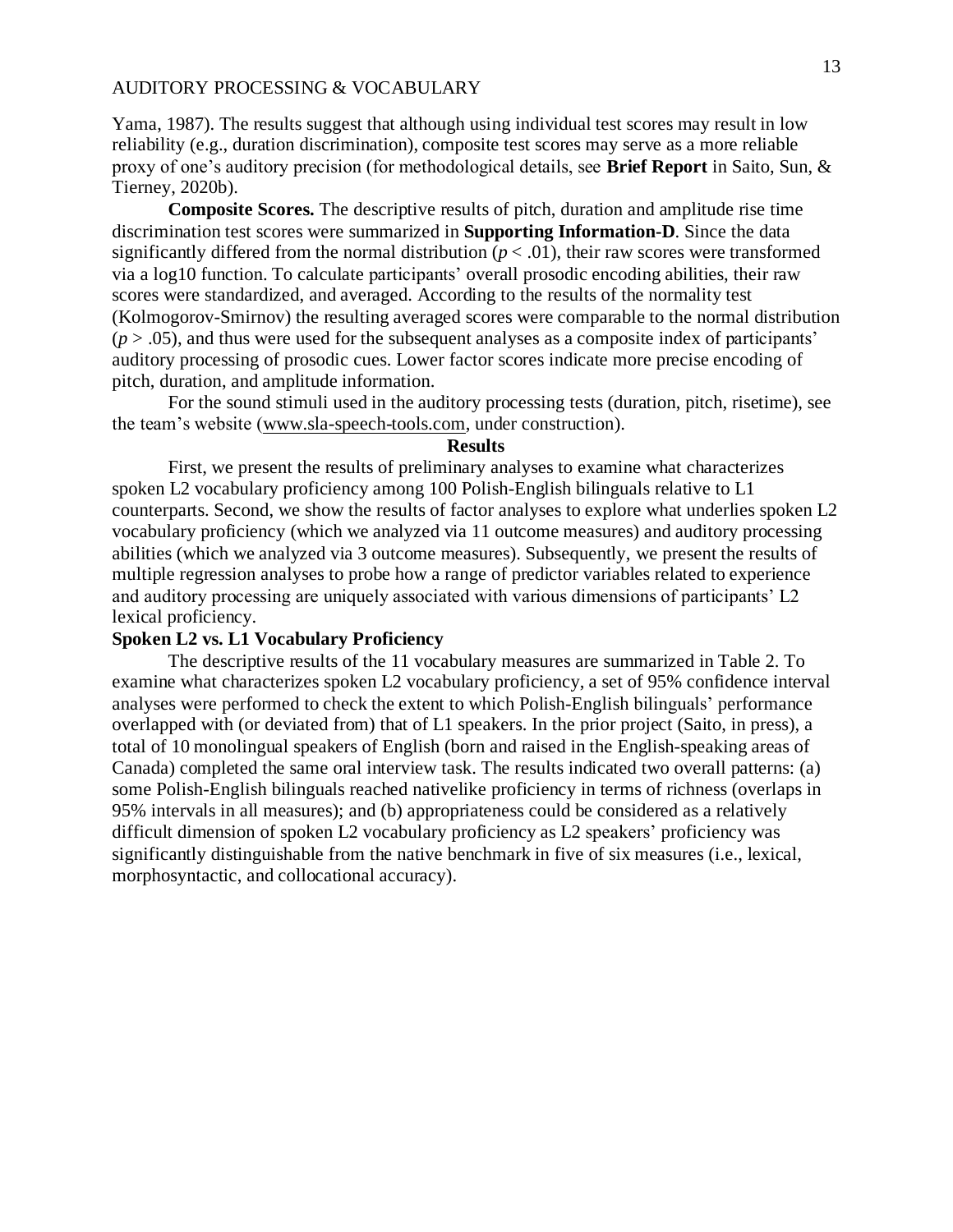Yama, 1987). The results suggest that although using individual test scores may result in low reliability (e.g., duration discrimination), composite test scores may serve as a more reliable proxy of one's auditory precision (for methodological details, see **Brief Report** in Saito, Sun, & Tierney, 2020b).

**Composite Scores.** The descriptive results of pitch, duration and amplitude rise time discrimination test scores were summarized in **Supporting Information-D**. Since the data significantly differed from the normal distribution ($p < .01$), their raw scores were transformed via a log10 function. To calculate participants' overall prosodic encoding abilities, their raw scores were standardized, and averaged. According to the results of the normality test (Kolmogorov-Smirnov) the resulting averaged scores were comparable to the normal distribution ($p > .05$), and thus were used for the subsequent analyses as a composite index of participants' auditory processing of prosodic cues. Lower factor scores indicate more precise encoding of pitch, duration, and amplitude information.

For the sound stimuli used in the auditory processing tests (duration, pitch, risetime), see the team's website (www.sla-speech-tools.com, under construction).

## Results

First, we present the results of preliminary analyses to examine what characterizes spoken L2 vocabulary proficiency among 100 Polish-English bilinguals relative to L1 counterparts. Second, we show the results of factor analyses to explore what underlies spoken L2 vocabulary proficiency (which we analyzed via 11 outcome measures) and auditory processing abilities (which we analyzed via 3 outcome measures). Subsequently, we present the results of multiple regression analyses to probe how a range of predictor variables related to experience and auditory processing are uniquely associated with various dimensions of participants' L2 lexical proficiency.

### Spoken L2 vs. L1 Vocabulary Proficiency

The descriptive results of the 11 vocabulary measures are summarized in Table 2. To examine what characterizes spoken L2 vocabulary proficiency, a set of 95% confidence interval analyses were performed to check the extent to which Polish-English bilinguals' performance overlapped with (or deviated from) that of L1 speakers. In the prior project (Saito, in press), a total of 10 monolingual speakers of English (born and raised in the English-speaking areas of Canada) completed the same oral interview task. The results indicated two overall patterns: (a) some Polish-English bilinguals reached nativelike proficiency in terms of richness (overlaps in 95% intervals in all measures); and (b) appropriateness could be considered as a relatively difficult dimension of spoken L2 vocabulary proficiency as L2 speakers' proficiency was significantly distinguishable from the native benchmark in five of six measures (i.e., lexical, morphosyntactic, and collocational accuracy).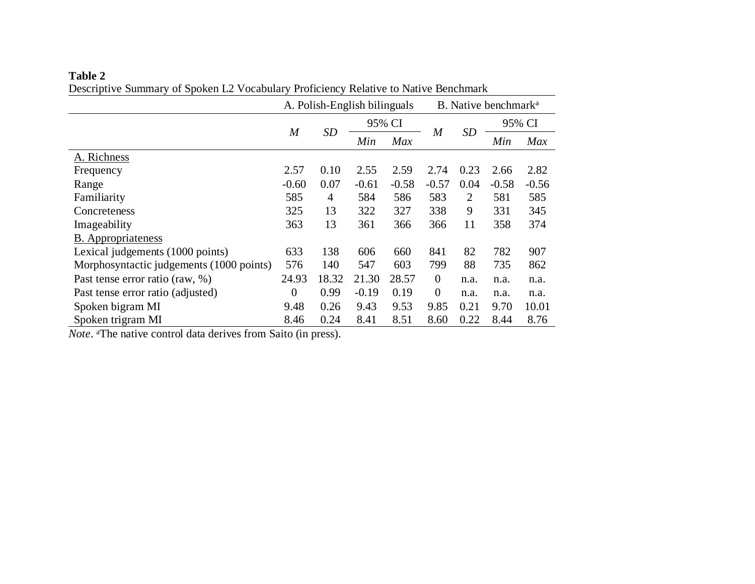**Table 2**

Descriptive Summary of Spoken L2 Vocabulary Proficiency Relative to Native Benchmark

| | A. Polish-English bilinguals | | | | B. Native benchmark[a] | | | |
|---|---|---|---|---|---|---|---|---|
| | *M* | *SD* | 95% CI | | *M* | *SD* | 95% CI | |
| | | | *Min* | *Max* | | | *Min* | *Max* |
| A. Richness | | | | | | | | |
| Frequency | 2.57 | 0.10 | 2.55 | 2.59 | 2.74 | 0.23 | 2.66 | 2.82 |
| Range | -0.60 | 0.07 | -0.61 | -0.58 | -0.57 | 0.04 | -0.58 | -0.56 |
| Familiarity | 585 | 4 | 584 | 586 | 583 | 2 | 581 | 585 |
| Concreteness | 325 | 13 | 322 | 327 | 338 | 9 | 331 | 345 |
| Imageability | 363 | 13 | 361 | 366 | 366 | 11 | 358 | 374 |
| B. Appropriateness | | | | | | | | |
| Lexical judgements (1000 points) | 633 | 138 | 606 | 660 | 841 | 82 | 782 | 907 |
| Morphosyntactic judgements (1000 points) | 576 | 140 | 547 | 603 | 799 | 88 | 735 | 862 |
| Past tense error ratio (raw, %) | 24.93 | 18.32 | 21.30 | 28.57 | 0 | n.a. | n.a. | n.a. |
| Past tense error ratio (adjusted) | 0 | 0.99 | -0.19 | 0.19 | 0 | n.a. | n.a. | n.a. |
| Spoken bigram MI | 9.48 | 0.26 | 9.43 | 9.53 | 9.85 | 0.21 | 9.70 | 10.01 |
| Spoken trigram MI | 8.46 | 0.24 | 8.41 | 8.51 | 8.60 | 0.22 | 8.44 | 8.76 |

*Note*. [a]The native control data derives from Saito (in press).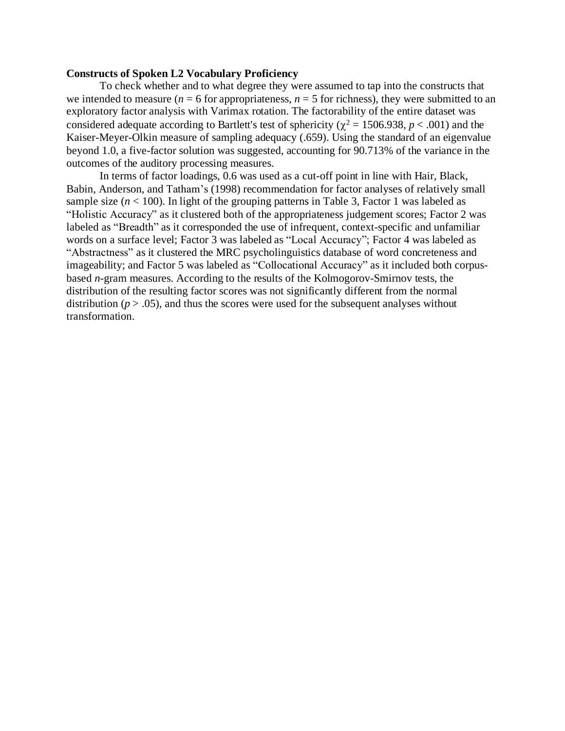**Constructs of Spoken L2 Vocabulary Proficiency**

To check whether and to what degree they were assumed to tap into the constructs that we intended to measure (*n* = 6 for appropriateness, *n* = 5 for richness), they were submitted to an exploratory factor analysis with Varimax rotation. The factorability of the entire dataset was considered adequate according to Bartlett's test of sphericity ($\chi^2 = 1506.938$, $p < .001$) and the Kaiser-Meyer-Olkin measure of sampling adequacy (.659). Using the standard of an eigenvalue beyond 1.0, a five-factor solution was suggested, accounting for 90.713% of the variance in the outcomes of the auditory processing measures.

In terms of factor loadings, 0.6 was used as a cut-off point in line with Hair, Black, Babin, Anderson, and Tatham's (1998) recommendation for factor analyses of relatively small sample size ($n < 100$). In light of the grouping patterns in Table 3, Factor 1 was labeled as "Holistic Accuracy" as it clustered both of the appropriateness judgement scores; Factor 2 was labeled as "Breadth" as it corresponded the use of infrequent, context-specific and unfamiliar words on a surface level; Factor 3 was labeled as "Local Accuracy"; Factor 4 was labeled as "Abstractness" as it clustered the MRC psycholinguistics database of word concreteness and imageability; and Factor 5 was labeled as "Collocational Accuracy" as it included both corpus-based *n*-gram measures. According to the results of the Kolmogorov-Smirnov tests, the distribution of the resulting factor scores was not significantly different from the normal distribution ($p > .05$), and thus the scores were used for the subsequent analyses without transformation.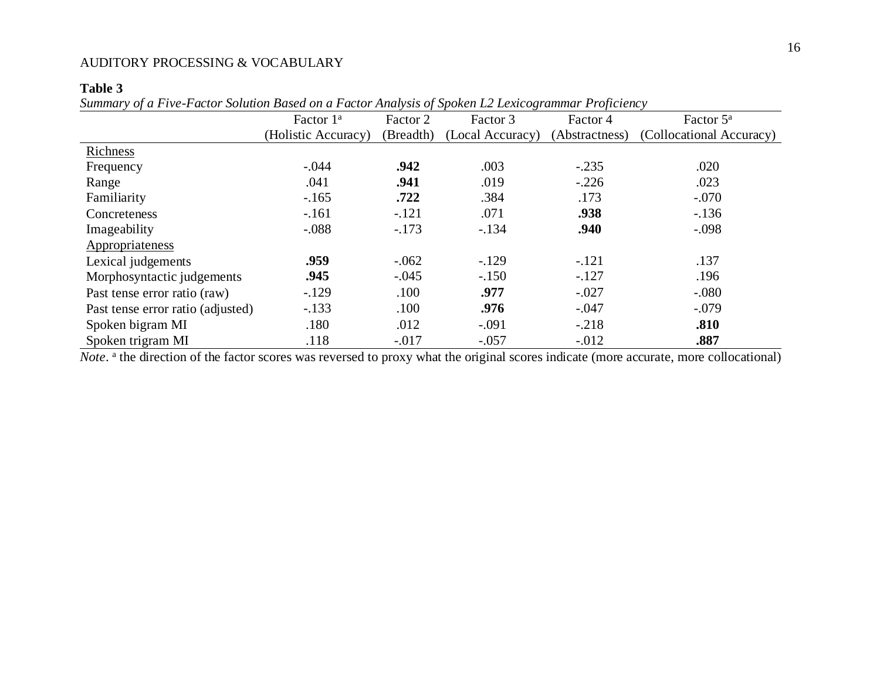**Table 3**

*Summary of a Five-Factor Solution Based on a Factor Analysis of Spoken L2 Lexicogrammar Proficiency*

| | Factor 1[a] (Holistic Accuracy) | Factor 2 (Breadth) | Factor 3 (Local Accuracy) | Factor 4 (Abstractness) | Factor 5[a] (Collocational Accuracy) |
|---|---|---|---|---|---|
| Richness | | | | | |
| Frequency | -.044 | **.942** | .003 | -.235 | .020 |
| Range | .041 | **.941** | .019 | -.226 | .023 |
| Familiarity | -.165 | **.722** | .384 | .173 | -.070 |
| Concreteness | -.161 | -.121 | .071 | **.938** | -.136 |
| Imageability | -.088 | -.173 | -.134 | **.940** | -.098 |
| Appropriateness | | | | | |
| Lexical judgements | **.959** | -.062 | -.129 | -.121 | .137 |
| Morphosyntactic judgements | **.945** | -.045 | -.150 | -.127 | .196 |
| Past tense error ratio (raw) | -.129 | .100 | **.977** | -.027 | -.080 |
| Past tense error ratio (adjusted) | -.133 | .100 | **.976** | -.047 | -.079 |
| Spoken bigram MI | .180 | .012 | -.091 | -.218 | **.810** |
| Spoken trigram MI | .118 | -.017 | -.057 | -.012 | **.887** |

*Note*. [a] the direction of the factor scores was reversed to proxy what the original scores indicate (more accurate, more collocational)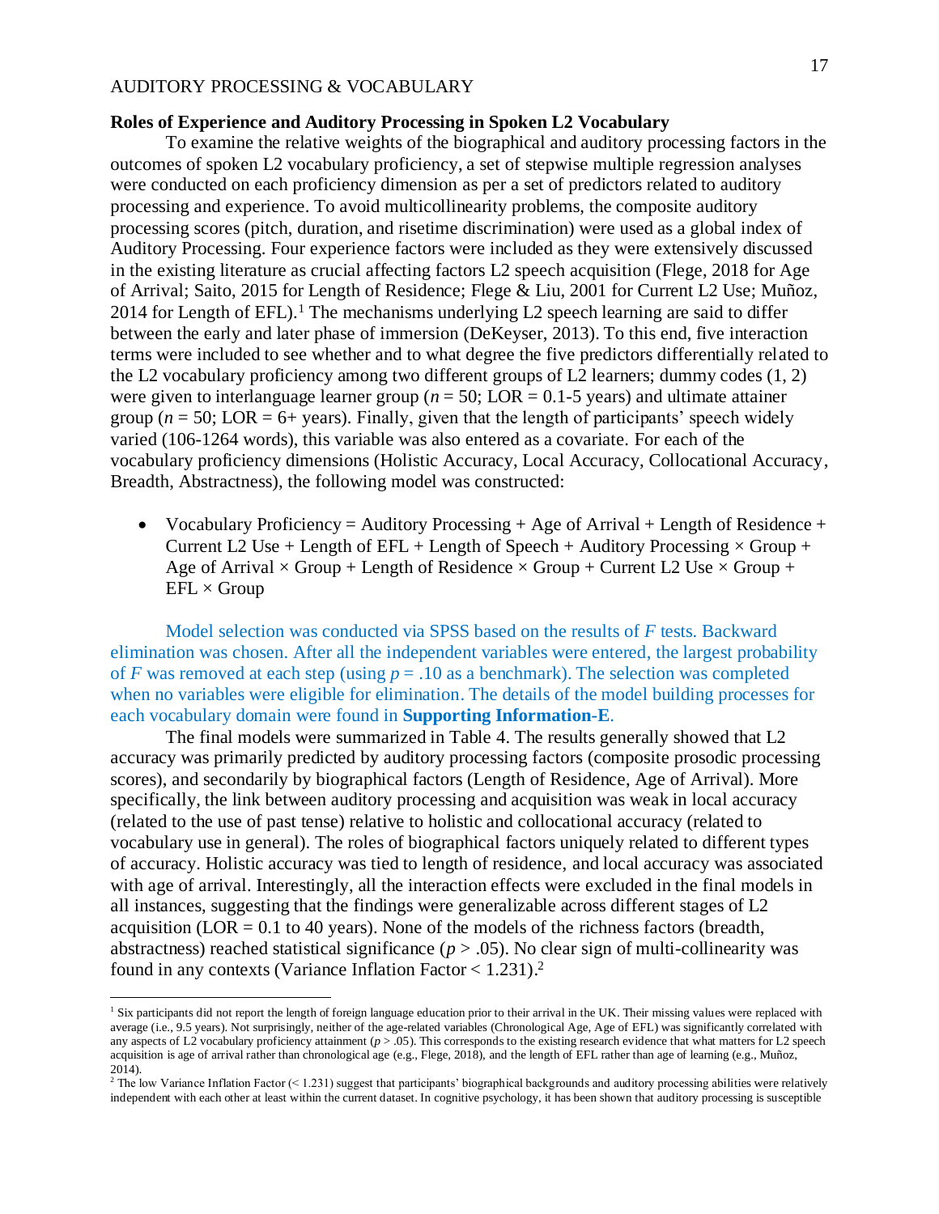**Roles of Experience and Auditory Processing in Spoken L2 Vocabulary**

To examine the relative weights of the biographical and auditory processing factors in the outcomes of spoken L2 vocabulary proficiency, a set of stepwise multiple regression analyses were conducted on each proficiency dimension as per a set of predictors related to auditory processing and experience. To avoid multicollinearity problems, the composite auditory processing scores (pitch, duration, and risetime discrimination) were used as a global index of Auditory Processing. Four experience factors were included as they were extensively discussed in the existing literature as crucial affecting factors L2 speech acquisition (Flege, 2018 for Age of Arrival; Saito, 2015 for Length of Residence; Flege & Liu, 2001 for Current L2 Use; Muñoz, 2014 for Length of EFL).[1] The mechanisms underlying L2 speech learning are said to differ between the early and later phase of immersion (DeKeyser, 2013). To this end, five interaction terms were included to see whether and to what degree the five predictors differentially related to the L2 vocabulary proficiency among two different groups of L2 learners; dummy codes (1, 2) were given to interlanguage learner group ($n$ = 50; LOR = 0.1-5 years) and ultimate attainer group ($n$ = 50; LOR = 6+ years). Finally, given that the length of participants' speech widely varied (106-1264 words), this variable was also entered as a covariate. For each of the vocabulary proficiency dimensions (Holistic Accuracy, Local Accuracy, Collocational Accuracy, Breadth, Abstractness), the following model was constructed:

- Vocabulary Proficiency = Auditory Processing + Age of Arrival + Length of Residence + Current L2 Use + Length of EFL + Length of Speech + Auditory Processing × Group + Age of Arrival × Group + Length of Residence × Group + Current L2 Use × Group + EFL × Group

Model selection was conducted via SPSS based on the results of $F$ tests. Backward elimination was chosen. After all the independent variables were entered, the largest probability of $F$ was removed at each step (using $p$ = .10 as a benchmark). The selection was completed when no variables were eligible for elimination. The details of the model building processes for each vocabulary domain were found in **Supporting Information-E**.

The final models were summarized in Table 4. The results generally showed that L2 accuracy was primarily predicted by auditory processing factors (composite prosodic processing scores), and secondarily by biographical factors (Length of Residence, Age of Arrival). More specifically, the link between auditory processing and acquisition was weak in local accuracy (related to the use of past tense) relative to holistic and collocational accuracy (related to vocabulary use in general). The roles of biographical factors uniquely related to different types of accuracy. Holistic accuracy was tied to length of residence, and local accuracy was associated with age of arrival. Interestingly, all the interaction effects were excluded in the final models in all instances, suggesting that the findings were generalizable across different stages of L2 acquisition (LOR = 0.1 to 40 years). None of the models of the richness factors (breadth, abstractness) reached statistical significance ($p$ > .05). No clear sign of multi-collinearity was found in any contexts (Variance Inflation Factor < 1.231).[2]

[1] Six participants did not report the length of foreign language education prior to their arrival in the UK. Their missing values were replaced with average (i.e., 9.5 years). Not surprisingly, neither of the age-related variables (Chronological Age, Age of EFL) was significantly correlated with any aspects of L2 vocabulary proficiency attainment ($p$ > .05). This corresponds to the existing research evidence that what matters for L2 speech acquisition is age of arrival rather than chronological age (e.g., Flege, 2018), and the length of EFL rather than age of learning (e.g., Muñoz, 2014).

[2] The low Variance Inflation Factor (< 1.231) suggest that participants' biographical backgrounds and auditory processing abilities were relatively independent with each other at least within the current dataset. In cognitive psychology, it has been shown that auditory processing is susceptible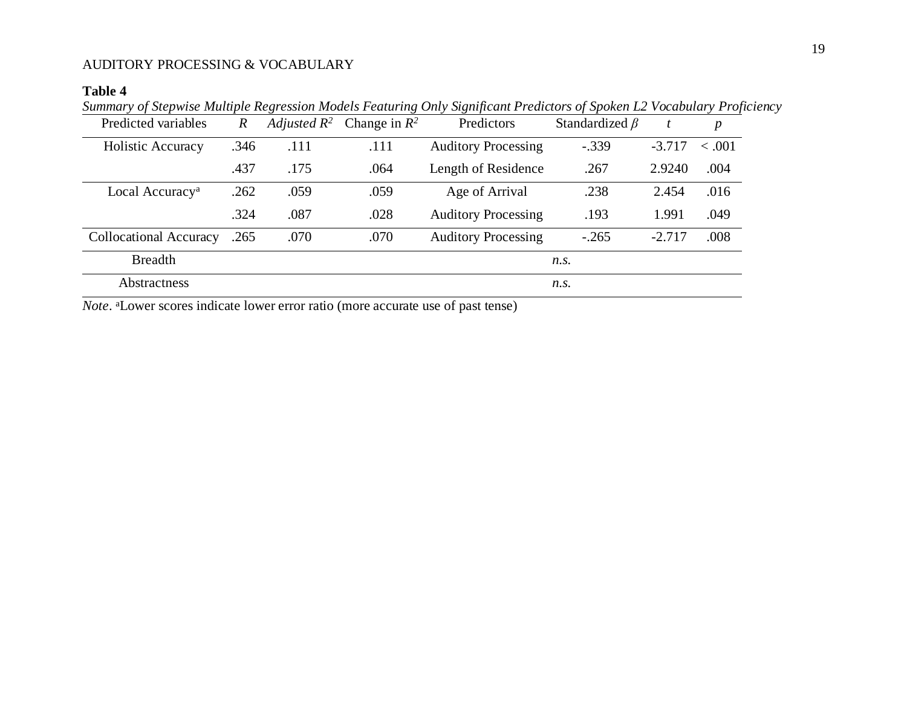**Table 4**

*Summary of Stepwise Multiple Regression Models Featuring Only Significant Predictors of Spoken L2 Vocabulary Proficiency*

| Predicted variables | $R$ | Adjusted $R^2$ | Change in $R^2$ | Predictors | Standardized $\beta$ | $t$ | $p$ |
|---|---|---|---|---|---|---|---|
| Holistic Accuracy | .346 | .111 | .111 | Auditory Processing | -.339 | -3.717 | < .001 |
| | .437 | .175 | .064 | Length of Residence | .267 | 2.9240 | .004 |
| Local Accuracy[a] | .262 | .059 | .059 | Age of Arrival | .238 | 2.454 | .016 |
| | .324 | .087 | .028 | Auditory Processing | .193 | 1.991 | .049 |
| Collocational Accuracy | .265 | .070 | .070 | Auditory Processing | -.265 | -2.717 | .008 |
| Breadth | | | | | *n.s.* | | |
| Abstractness | | | | | *n.s.* | | |

*Note*. [a]Lower scores indicate lower error ratio (more accurate use of past tense)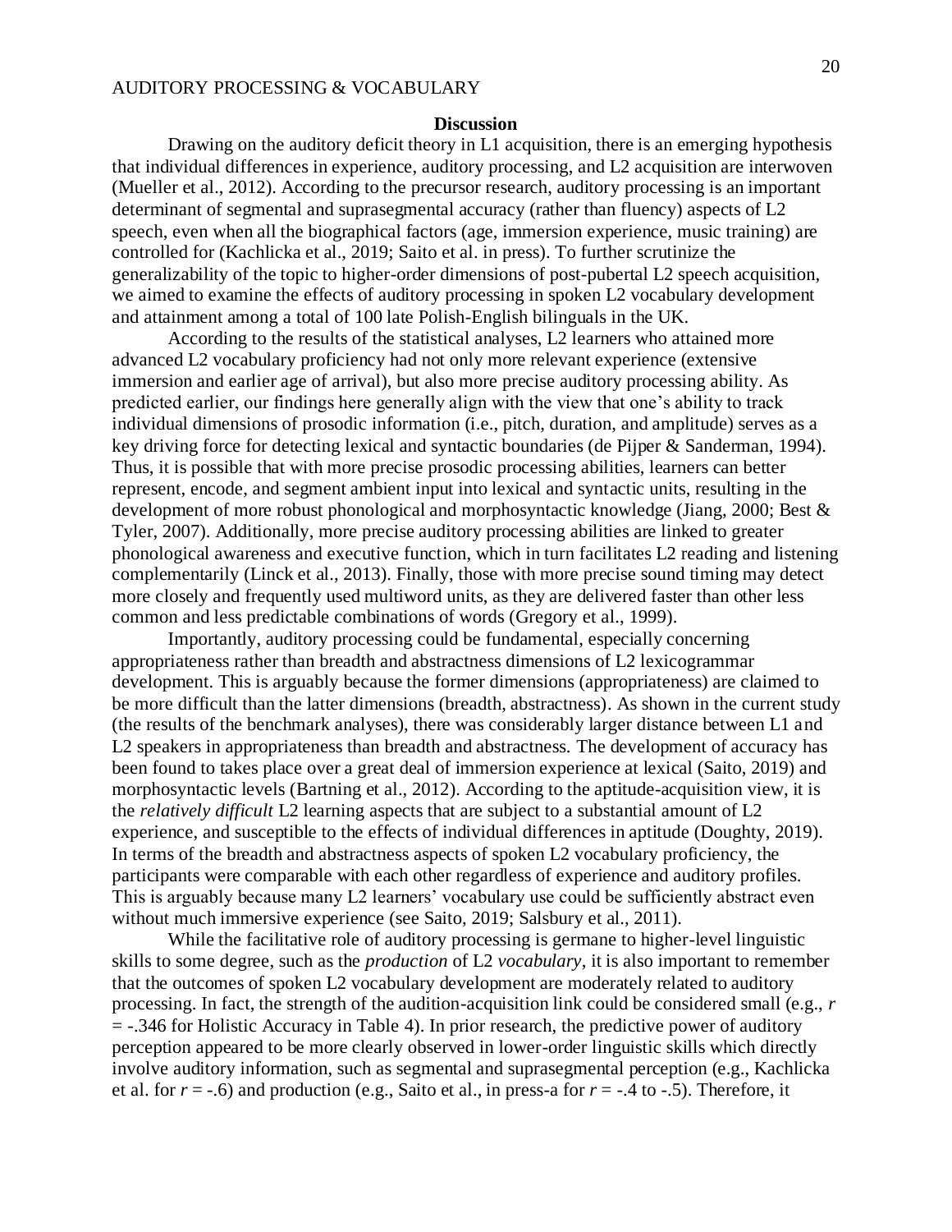## Discussion

Drawing on the auditory deficit theory in L1 acquisition, there is an emerging hypothesis that individual differences in experience, auditory processing, and L2 acquisition are interwoven (Mueller et al., 2012). According to the precursor research, auditory processing is an important determinant of segmental and suprasegmental accuracy (rather than fluency) aspects of L2 speech, even when all the biographical factors (age, immersion experience, music training) are controlled for (Kachlicka et al., 2019; Saito et al. in press). To further scrutinize the generalizability of the topic to higher-order dimensions of post-pubertal L2 speech acquisition, we aimed to examine the effects of auditory processing in spoken L2 vocabulary development and attainment among a total of 100 late Polish-English bilinguals in the UK.

According to the results of the statistical analyses, L2 learners who attained more advanced L2 vocabulary proficiency had not only more relevant experience (extensive immersion and earlier age of arrival), but also more precise auditory processing ability. As predicted earlier, our findings here generally align with the view that one's ability to track individual dimensions of prosodic information (i.e., pitch, duration, and amplitude) serves as a key driving force for detecting lexical and syntactic boundaries (de Pijper & Sanderman, 1994). Thus, it is possible that with more precise prosodic processing abilities, learners can better represent, encode, and segment ambient input into lexical and syntactic units, resulting in the development of more robust phonological and morphosyntactic knowledge (Jiang, 2000; Best & Tyler, 2007). Additionally, more precise auditory processing abilities are linked to greater phonological awareness and executive function, which in turn facilitates L2 reading and listening complementarily (Linck et al., 2013). Finally, those with more precise sound timing may detect more closely and frequently used multiword units, as they are delivered faster than other less common and less predictable combinations of words (Gregory et al., 1999).

Importantly, auditory processing could be fundamental, especially concerning appropriateness rather than breadth and abstractness dimensions of L2 lexicogrammar development. This is arguably because the former dimensions (appropriateness) are claimed to be more difficult than the latter dimensions (breadth, abstractness). As shown in the current study (the results of the benchmark analyses), there was considerably larger distance between L1 and L2 speakers in appropriateness than breadth and abstractness. The development of accuracy has been found to takes place over a great deal of immersion experience at lexical (Saito, 2019) and morphosyntactic levels (Bartning et al., 2012). According to the aptitude-acquisition view, it is the *relatively difficult* L2 learning aspects that are subject to a substantial amount of L2 experience, and susceptible to the effects of individual differences in aptitude (Doughty, 2019). In terms of the breadth and abstractness aspects of spoken L2 vocabulary proficiency, the participants were comparable with each other regardless of experience and auditory profiles. This is arguably because many L2 learners' vocabulary use could be sufficiently abstract even without much immersive experience (see Saito, 2019; Salsbury et al., 2011).

While the facilitative role of auditory processing is germane to higher-level linguistic skills to some degree, such as the *production* of L2 *vocabulary*, it is also important to remember that the outcomes of spoken L2 vocabulary development are moderately related to auditory processing. In fact, the strength of the audition-acquisition link could be considered small (e.g., $r = -.346$ for Holistic Accuracy in Table 4). In prior research, the predictive power of auditory perception appeared to be more clearly observed in lower-order linguistic skills which directly involve auditory information, such as segmental and suprasegmental perception (e.g., Kachlicka et al. for $r = -.6$) and production (e.g., Saito et al., in press-a for $r = -.4$ to $-.5$). Therefore, it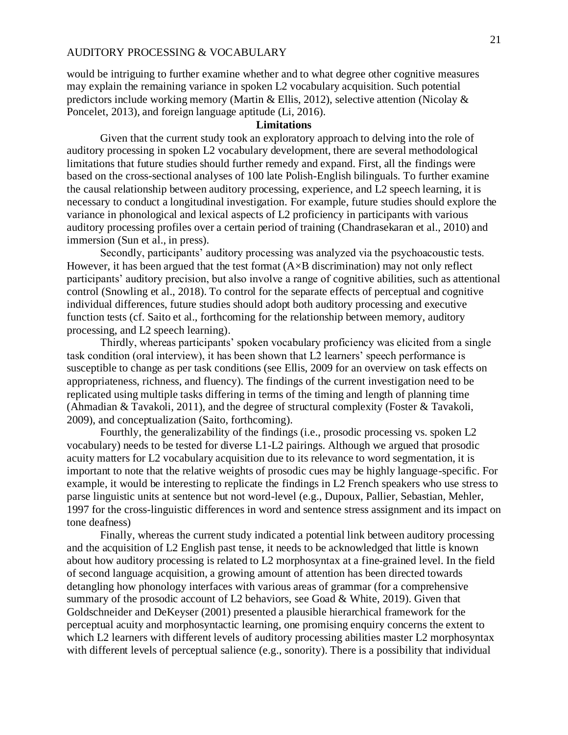would be intriguing to further examine whether and to what degree other cognitive measures may explain the remaining variance in spoken L2 vocabulary acquisition. Such potential predictors include working memory (Martin & Ellis, 2012), selective attention (Nicolay & Poncelet, 2013), and foreign language aptitude (Li, 2016).

## Limitations

Given that the current study took an exploratory approach to delving into the role of auditory processing in spoken L2 vocabulary development, there are several methodological limitations that future studies should further remedy and expand. First, all the findings were based on the cross-sectional analyses of 100 late Polish-English bilinguals. To further examine the causal relationship between auditory processing, experience, and L2 speech learning, it is necessary to conduct a longitudinal investigation. For example, future studies should explore the variance in phonological and lexical aspects of L2 proficiency in participants with various auditory processing profiles over a certain period of training (Chandrasekaran et al., 2010) and immersion (Sun et al., in press).

Secondly, participants' auditory processing was analyzed via the psychoacoustic tests. However, it has been argued that the test format (A×B discrimination) may not only reflect participants' auditory precision, but also involve a range of cognitive abilities, such as attentional control (Snowling et al., 2018). To control for the separate effects of perceptual and cognitive individual differences, future studies should adopt both auditory processing and executive function tests (cf. Saito et al., forthcoming for the relationship between memory, auditory processing, and L2 speech learning).

Thirdly, whereas participants' spoken vocabulary proficiency was elicited from a single task condition (oral interview), it has been shown that L2 learners' speech performance is susceptible to change as per task conditions (see Ellis, 2009 for an overview on task effects on appropriateness, richness, and fluency). The findings of the current investigation need to be replicated using multiple tasks differing in terms of the timing and length of planning time (Ahmadian & Tavakoli, 2011), and the degree of structural complexity (Foster & Tavakoli, 2009), and conceptualization (Saito, forthcoming).

Fourthly, the generalizability of the findings (i.e., prosodic processing vs. spoken L2 vocabulary) needs to be tested for diverse L1-L2 pairings. Although we argued that prosodic acuity matters for L2 vocabulary acquisition due to its relevance to word segmentation, it is important to note that the relative weights of prosodic cues may be highly language-specific. For example, it would be interesting to replicate the findings in L2 French speakers who use stress to parse linguistic units at sentence but not word-level (e.g., Dupoux, Pallier, Sebastian, Mehler, 1997 for the cross-linguistic differences in word and sentence stress assignment and its impact on tone deafness)

Finally, whereas the current study indicated a potential link between auditory processing and the acquisition of L2 English past tense, it needs to be acknowledged that little is known about how auditory processing is related to L2 morphosyntax at a fine-grained level. In the field of second language acquisition, a growing amount of attention has been directed towards detangling how phonology interfaces with various areas of grammar (for a comprehensive summary of the prosodic account of L2 behaviors, see Goad & White, 2019). Given that Goldschneider and DeKeyser (2001) presented a plausible hierarchical framework for the perceptual acuity and morphosyntactic learning, one promising enquiry concerns the extent to which L2 learners with different levels of auditory processing abilities master L2 morphosyntax with different levels of perceptual salience (e.g., sonority). There is a possibility that individual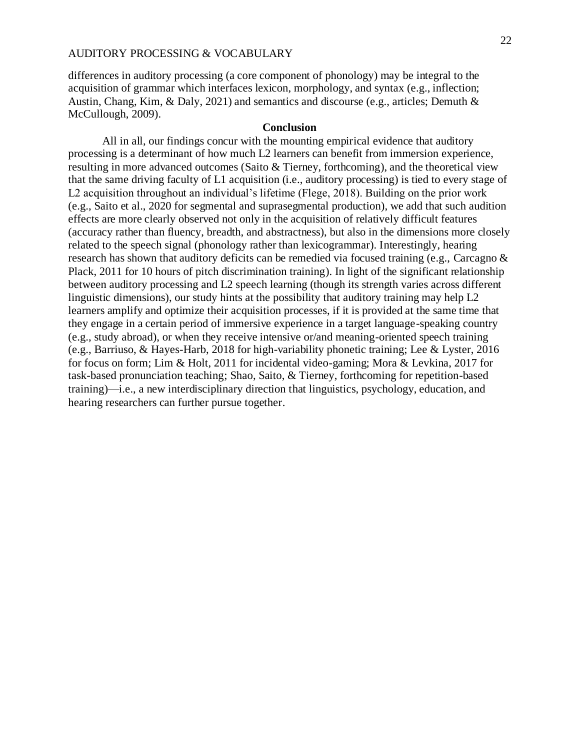differences in auditory processing (a core component of phonology) may be integral to the acquisition of grammar which interfaces lexicon, morphology, and syntax (e.g., inflection; Austin, Chang, Kim, & Daly, 2021) and semantics and discourse (e.g., articles; Demuth & McCullough, 2009).

## Conclusion

All in all, our findings concur with the mounting empirical evidence that auditory processing is a determinant of how much L2 learners can benefit from immersion experience, resulting in more advanced outcomes (Saito & Tierney, forthcoming), and the theoretical view that the same driving faculty of L1 acquisition (i.e., auditory processing) is tied to every stage of L2 acquisition throughout an individual's lifetime (Flege, 2018). Building on the prior work (e.g., Saito et al., 2020 for segmental and suprasegmental production), we add that such audition effects are more clearly observed not only in the acquisition of relatively difficult features (accuracy rather than fluency, breadth, and abstractness), but also in the dimensions more closely related to the speech signal (phonology rather than lexicogrammar). Interestingly, hearing research has shown that auditory deficits can be remedied via focused training (e.g., Carcagno & Plack, 2011 for 10 hours of pitch discrimination training). In light of the significant relationship between auditory processing and L2 speech learning (though its strength varies across different linguistic dimensions), our study hints at the possibility that auditory training may help L2 learners amplify and optimize their acquisition processes, if it is provided at the same time that they engage in a certain period of immersive experience in a target language-speaking country (e.g., study abroad), or when they receive intensive or/and meaning-oriented speech training (e.g., Barriuso, & Hayes-Harb, 2018 for high-variability phonetic training; Lee & Lyster, 2016 for focus on form; Lim & Holt, 2011 for incidental video-gaming; Mora & Levkina, 2017 for task-based pronunciation teaching; Shao, Saito, & Tierney, forthcoming for repetition-based training)—i.e., a new interdisciplinary direction that linguistics, psychology, education, and hearing researchers can further pursue together.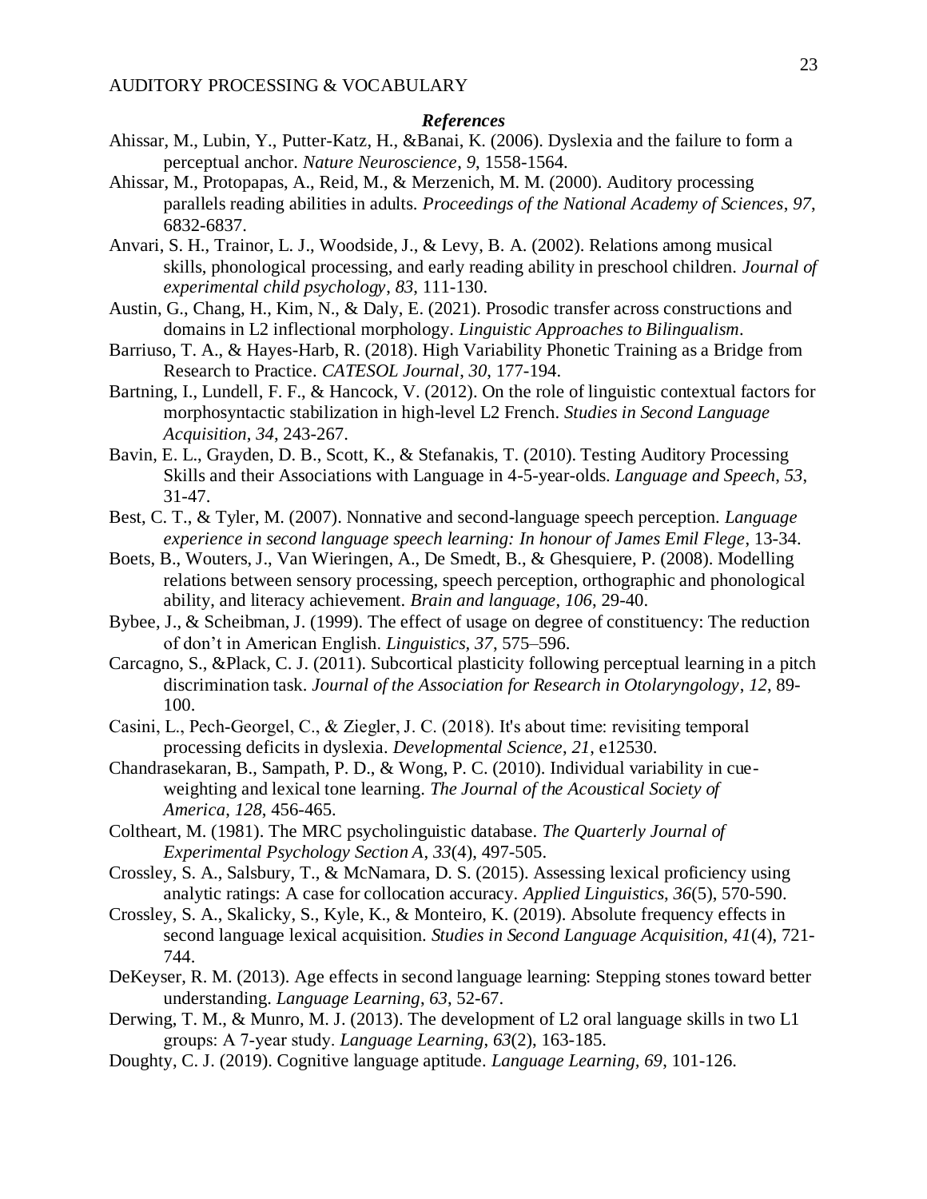### *References*

Ahissar, M., Lubin, Y., Putter-Katz, H., &Banai, K. (2006). Dyslexia and the failure to form a perceptual anchor. *Nature Neuroscience, 9*, 1558-1564.

Ahissar, M., Protopapas, A., Reid, M., & Merzenich, M. M. (2000). Auditory processing parallels reading abilities in adults. *Proceedings of the National Academy of Sciences*, *97*, 6832-6837.

Anvari, S. H., Trainor, L. J., Woodside, J., & Levy, B. A. (2002). Relations among musical skills, phonological processing, and early reading ability in preschool children. *Journal of experimental child psychology*, *83*, 111-130.

Austin, G., Chang, H., Kim, N., & Daly, E. (2021). Prosodic transfer across constructions and domains in L2 inflectional morphology. *Linguistic Approaches to Bilingualism*.

Barriuso, T. A., & Hayes-Harb, R. (2018). High Variability Phonetic Training as a Bridge from Research to Practice. *CATESOL Journal*, *30*, 177-194.

Bartning, I., Lundell, F. F., & Hancock, V. (2012). On the role of linguistic contextual factors for morphosyntactic stabilization in high-level L2 French. *Studies in Second Language Acquisition*, *34*, 243-267.

Bavin, E. L., Grayden, D. B., Scott, K., & Stefanakis, T. (2010). Testing Auditory Processing Skills and their Associations with Language in 4-5-year-olds. *Language and Speech, 53*, 31-47.

Best, C. T., & Tyler, M. (2007). Nonnative and second-language speech perception. *Language experience in second language speech learning: In honour of James Emil Flege*, 13-34.

Boets, B., Wouters, J., Van Wieringen, A., De Smedt, B., & Ghesquiere, P. (2008). Modelling relations between sensory processing, speech perception, orthographic and phonological ability, and literacy achievement. *Brain and language*, *106*, 29-40.

Bybee, J., & Scheibman, J. (1999). The effect of usage on degree of constituency: The reduction of don't in American English. *Linguistics*, *37*, 575–596.

Carcagno, S., &Plack, C. J. (2011). Subcortical plasticity following perceptual learning in a pitch discrimination task. *Journal of the Association for Research in Otolaryngology*, *12*, 89-100.

Casini, L., Pech-Georgel, C., & Ziegler, J. C. (2018). It's about time: revisiting temporal processing deficits in dyslexia. *Developmental Science*, *21*, e12530.

Chandrasekaran, B., Sampath, P. D., & Wong, P. C. (2010). Individual variability in cue-weighting and lexical tone learning. *The Journal of the Acoustical Society of America*, *128*, 456-465.

Coltheart, M. (1981). The MRC psycholinguistic database. *The Quarterly Journal of Experimental Psychology Section A*, *33*(4), 497-505.

Crossley, S. A., Salsbury, T., & McNamara, D. S. (2015). Assessing lexical proficiency using analytic ratings: A case for collocation accuracy. *Applied Linguistics*, *36*(5), 570-590.

Crossley, S. A., Skalicky, S., Kyle, K., & Monteiro, K. (2019). Absolute frequency effects in second language lexical acquisition. *Studies in Second Language Acquisition*, *41*(4), 721-744.

DeKeyser, R. M. (2013). Age effects in second language learning: Stepping stones toward better understanding. *Language Learning*, *63*, 52-67.

Derwing, T. M., & Munro, M. J. (2013). The development of L2 oral language skills in two L1 groups: A 7-year study. *Language Learning*, *63*(2), 163-185.

Doughty, C. J. (2019). Cognitive language aptitude. *Language Learning*, *69*, 101-126.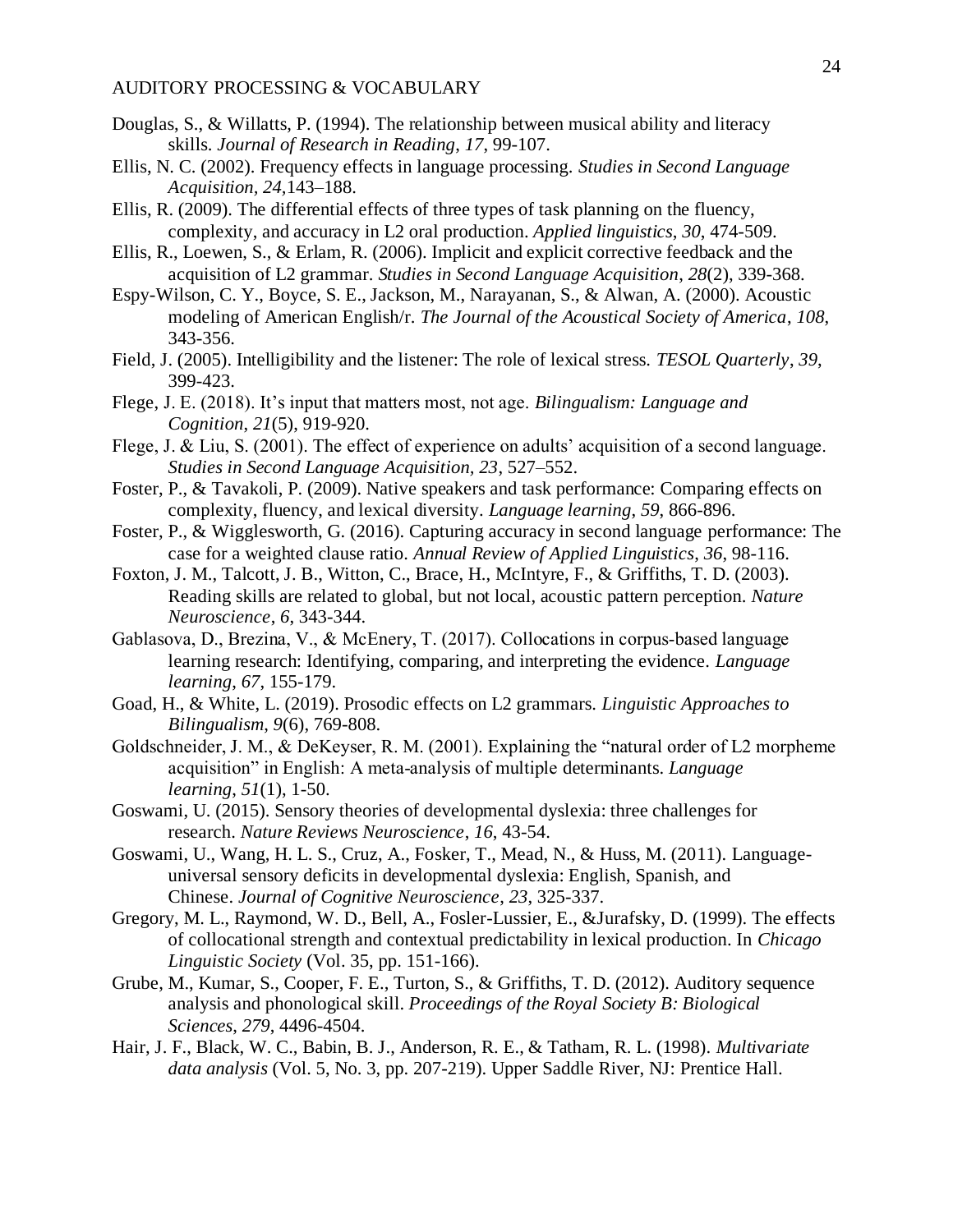Douglas, S., & Willatts, P. (1994). The relationship between musical ability and literacy skills. *Journal of Research in Reading*, *17*, 99-107.

Ellis, N. C. (2002). Frequency effects in language processing. *Studies in Second Language Acquisition, 24,*143–188.

Ellis, R. (2009). The differential effects of three types of task planning on the fluency, complexity, and accuracy in L2 oral production. *Applied linguistics*, *30*, 474-509.

Ellis, R., Loewen, S., & Erlam, R. (2006). Implicit and explicit corrective feedback and the acquisition of L2 grammar. *Studies in Second Language Acquisition*, *28*(2), 339-368.

Espy-Wilson, C. Y., Boyce, S. E., Jackson, M., Narayanan, S., & Alwan, A. (2000). Acoustic modeling of American English/r. *The Journal of the Acoustical Society of America*, *108*, 343-356.

Field, J. (2005). Intelligibility and the listener: The role of lexical stress. *TESOL Quarterly*, *39*, 399-423.

Flege, J. E. (2018). It's input that matters most, not age. *Bilingualism: Language and Cognition*, *21*(5), 919-920.

Flege, J. & Liu, S. (2001). The effect of experience on adults' acquisition of a second language. *Studies in Second Language Acquisition, 23*, 527–552.

Foster, P., & Tavakoli, P. (2009). Native speakers and task performance: Comparing effects on complexity, fluency, and lexical diversity. *Language learning*, *59*, 866-896.

Foster, P., & Wigglesworth, G. (2016). Capturing accuracy in second language performance: The case for a weighted clause ratio. *Annual Review of Applied Linguistics*, *36*, 98-116.

Foxton, J. M., Talcott, J. B., Witton, C., Brace, H., McIntyre, F., & Griffiths, T. D. (2003). Reading skills are related to global, but not local, acoustic pattern perception. *Nature Neuroscience*, *6*, 343-344.

Gablasova, D., Brezina, V., & McEnery, T. (2017). Collocations in corpus‐based language learning research: Identifying, comparing, and interpreting the evidence. *Language learning*, *67*, 155-179.

Goad, H., & White, L. (2019). Prosodic effects on L2 grammars. *Linguistic Approaches to Bilingualism*, *9*(6), 769-808.

Goldschneider, J. M., & DeKeyser, R. M. (2001). Explaining the "natural order of L2 morpheme acquisition" in English: A meta‐analysis of multiple determinants. *Language learning*, *51*(1), 1-50.

Goswami, U. (2015). Sensory theories of developmental dyslexia: three challenges for research. *Nature Reviews Neuroscience*, *16*, 43-54.

Goswami, U., Wang, H. L. S., Cruz, A., Fosker, T., Mead, N., & Huss, M. (2011). Language-universal sensory deficits in developmental dyslexia: English, Spanish, and Chinese. *Journal of Cognitive Neuroscience*, *23*, 325-337.

Gregory, M. L., Raymond, W. D., Bell, A., Fosler-Lussier, E., &Jurafsky, D. (1999). The effects of collocational strength and contextual predictability in lexical production. In *Chicago Linguistic Society* (Vol. 35, pp. 151-166).

Grube, M., Kumar, S., Cooper, F. E., Turton, S., & Griffiths, T. D. (2012). Auditory sequence analysis and phonological skill. *Proceedings of the Royal Society B: Biological Sciences*, *279*, 4496-4504.

Hair, J. F., Black, W. C., Babin, B. J., Anderson, R. E., & Tatham, R. L. (1998). *Multivariate data analysis* (Vol. 5, No. 3, pp. 207-219). Upper Saddle River, NJ: Prentice Hall.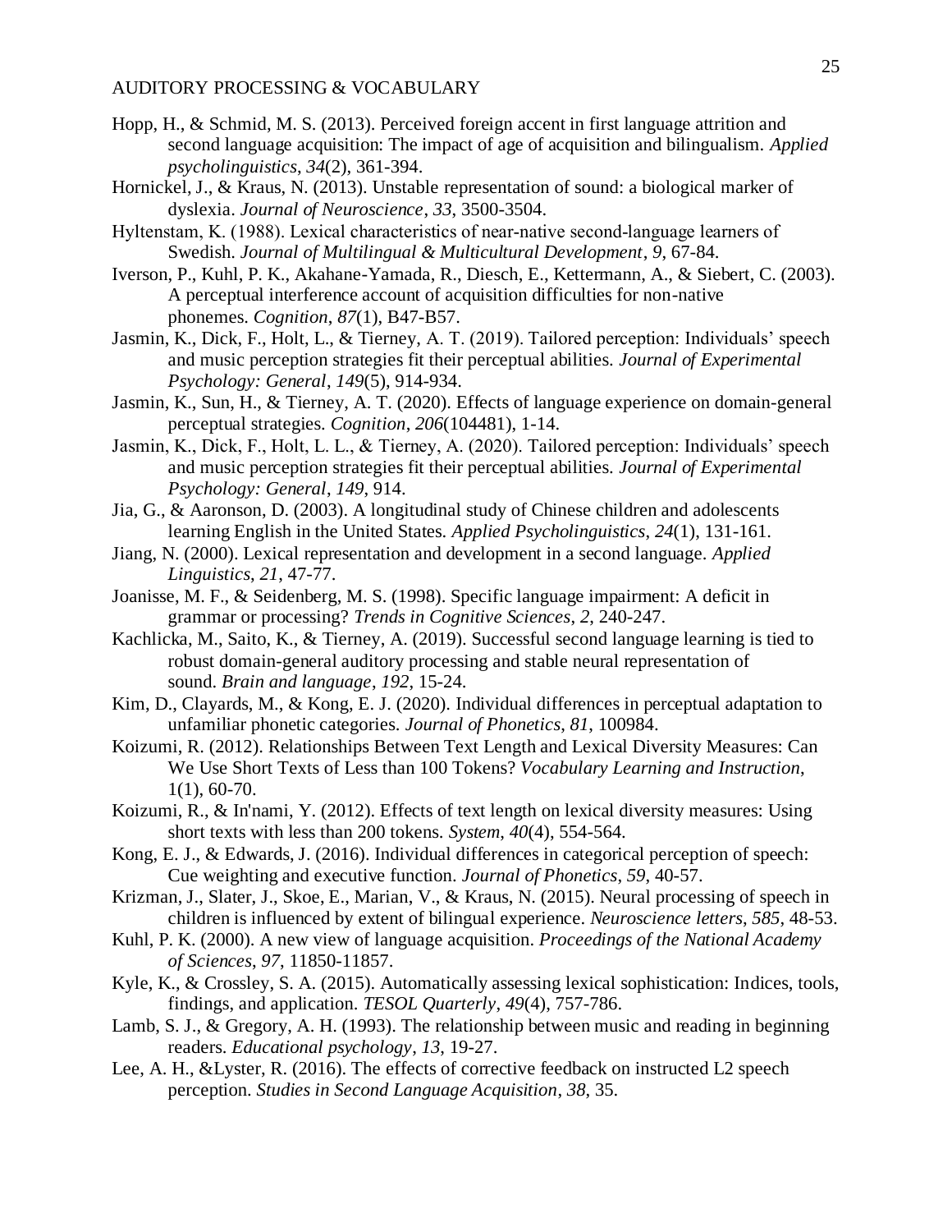Hopp, H., & Schmid, M. S. (2013). Perceived foreign accent in first language attrition and second language acquisition: The impact of age of acquisition and bilingualism. *Applied psycholinguistics*, *34*(2), 361-394.

Hornickel, J., & Kraus, N. (2013). Unstable representation of sound: a biological marker of dyslexia. *Journal of Neuroscience*, *33*, 3500-3504.

Hyltenstam, K. (1988). Lexical characteristics of near-native second-language learners of Swedish. *Journal of Multilingual & Multicultural Development*, *9*, 67-84.

Iverson, P., Kuhl, P. K., Akahane-Yamada, R., Diesch, E., Kettermann, A., & Siebert, C. (2003). A perceptual interference account of acquisition difficulties for non-native phonemes. *Cognition*, *87*(1), B47-B57.

Jasmin, K., Dick, F., Holt, L., & Tierney, A. T. (2019). Tailored perception: Individuals' speech and music perception strategies fit their perceptual abilities. *Journal of Experimental Psychology: General*, *149*(5), 914-934.

Jasmin, K., Sun, H., & Tierney, A. T. (2020). Effects of language experience on domain-general perceptual strategies. *Cognition*, *206*(104481), 1-14.

Jasmin, K., Dick, F., Holt, L. L., & Tierney, A. (2020). Tailored perception: Individuals' speech and music perception strategies fit their perceptual abilities. *Journal of Experimental Psychology: General*, *149*, 914.

Jia, G., & Aaronson, D. (2003). A longitudinal study of Chinese children and adolescents learning English in the United States. *Applied Psycholinguistics*, *24*(1), 131-161.

Jiang, N. (2000). Lexical representation and development in a second language. *Applied Linguistics*, *21*, 47-77.

Joanisse, M. F., & Seidenberg, M. S. (1998). Specific language impairment: A deficit in grammar or processing? *Trends in Cognitive Sciences*, *2*, 240-247.

Kachlicka, M., Saito, K., & Tierney, A. (2019). Successful second language learning is tied to robust domain-general auditory processing and stable neural representation of sound. *Brain and language*, *192*, 15-24.

Kim, D., Clayards, M., & Kong, E. J. (2020). Individual differences in perceptual adaptation to unfamiliar phonetic categories. *Journal of Phonetics*, *81*, 100984.

Koizumi, R. (2012). Relationships Between Text Length and Lexical Diversity Measures: Can We Use Short Texts of Less than 100 Tokens? *Vocabulary Learning and Instruction*, 1(1), 60-70.

Koizumi, R., & In'nami, Y. (2012). Effects of text length on lexical diversity measures: Using short texts with less than 200 tokens. *System*, *40*(4), 554-564.

Kong, E. J., & Edwards, J. (2016). Individual differences in categorical perception of speech: Cue weighting and executive function. *Journal of Phonetics*, *59*, 40-57.

Krizman, J., Slater, J., Skoe, E., Marian, V., & Kraus, N. (2015). Neural processing of speech in children is influenced by extent of bilingual experience. *Neuroscience letters*, *585*, 48-53.

Kuhl, P. K. (2000). A new view of language acquisition. *Proceedings of the National Academy of Sciences*, *97*, 11850-11857.

Kyle, K., & Crossley, S. A. (2015). Automatically assessing lexical sophistication: Indices, tools, findings, and application. *TESOL Quarterly*, *49*(4), 757-786.

Lamb, S. J., & Gregory, A. H. (1993). The relationship between music and reading in beginning readers. *Educational psychology*, *13*, 19-27.

Lee, A. H., &Lyster, R. (2016). The effects of corrective feedback on instructed L2 speech perception. *Studies in Second Language Acquisition*, *38*, 35.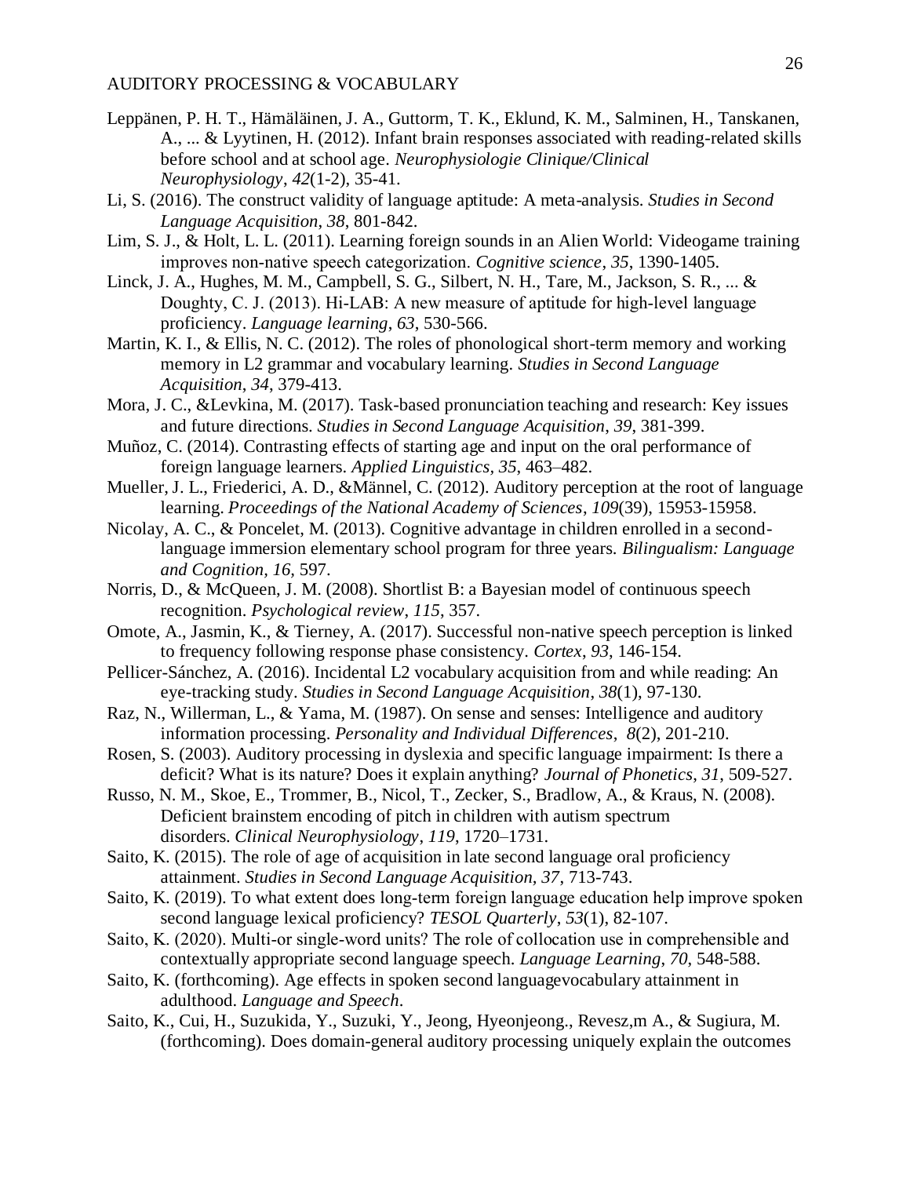Leppänen, P. H. T., Hämäläinen, J. A., Guttorm, T. K., Eklund, K. M., Salminen, H., Tanskanen, A., ... & Lyytinen, H. (2012). Infant brain responses associated with reading-related skills before school and at school age. *Neurophysiologie Clinique/Clinical Neurophysiology*, *42*(1-2), 35-41.

Li, S. (2016). The construct validity of language aptitude: A meta-analysis. *Studies in Second Language Acquisition*, *38*, 801-842.

Lim, S. J., & Holt, L. L. (2011). Learning foreign sounds in an Alien World: Videogame training improves non-native speech categorization. *Cognitive science*, *35*, 1390-1405.

Linck, J. A., Hughes, M. M., Campbell, S. G., Silbert, N. H., Tare, M., Jackson, S. R., ... & Doughty, C. J. (2013). Hi-LAB: A new measure of aptitude for high-level language proficiency. *Language learning*, *63*, 530-566.

Martin, K. I., & Ellis, N. C. (2012). The roles of phonological short-term memory and working memory in L2 grammar and vocabulary learning. *Studies in Second Language Acquisition*, *34*, 379-413.

Mora, J. C., &Levkina, M. (2017). Task-based pronunciation teaching and research: Key issues and future directions. *Studies in Second Language Acquisition*, *39*, 381-399.

Muñoz, C. (2014). Contrasting effects of starting age and input on the oral performance of foreign language learners. *Applied Linguistics, 35*, 463–482.

Mueller, J. L., Friederici, A. D., &Männel, C. (2012). Auditory perception at the root of language learning. *Proceedings of the National Academy of Sciences*, *109*(39), 15953-15958.

Nicolay, A. C., & Poncelet, M. (2013). Cognitive advantage in children enrolled in a second-language immersion elementary school program for three years. *Bilingualism: Language and Cognition, 16,* 597.

Norris, D., & McQueen, J. M. (2008). Shortlist B: a Bayesian model of continuous speech recognition. *Psychological review*, *115*, 357.

Omote, A., Jasmin, K., & Tierney, A. (2017). Successful non-native speech perception is linked to frequency following response phase consistency. *Cortex*, *93*, 146-154.

Pellicer-Sánchez, A. (2016). Incidental L2 vocabulary acquisition from and while reading: An eye-tracking study. *Studies in Second Language Acquisition*, *38*(1), 97-130.

Raz, N., Willerman, L., & Yama, M. (1987). On sense and senses: Intelligence and auditory information processing. *Personality and Individual Differences, 8*(2), 201-210.

Rosen, S. (2003). Auditory processing in dyslexia and specific language impairment: Is there a deficit? What is its nature? Does it explain anything? *Journal of Phonetics*, *31*, 509-527.

Russo, N. M., Skoe, E., Trommer, B., Nicol, T., Zecker, S., Bradlow, A., & Kraus, N. (2008). Deficient brainstem encoding of pitch in children with autism spectrum disorders. *Clinical Neurophysiology*, *119*, 1720–1731.

Saito, K. (2015). The role of age of acquisition in late second language oral proficiency attainment. *Studies in Second Language Acquisition, 37*, 713-743.

Saito, K. (2019). To what extent does long-term foreign language education help improve spoken second language lexical proficiency? *TESOL Quarterly*, *53*(1), 82-107.

Saito, K. (2020). Multi-or single-word units? The role of collocation use in comprehensible and contextually appropriate second language speech. *Language Learning*, *70*, 548-588.

Saito, K. (forthcoming). Age effects in spoken second languagevocabulary attainment in adulthood. *Language and Speech*.

Saito, K., Cui, H., Suzukida, Y., Suzuki, Y., Jeong, Hyeonjeong., Revesz,m A., & Sugiura, M. (forthcoming). Does domain-general auditory processing uniquely explain the outcomes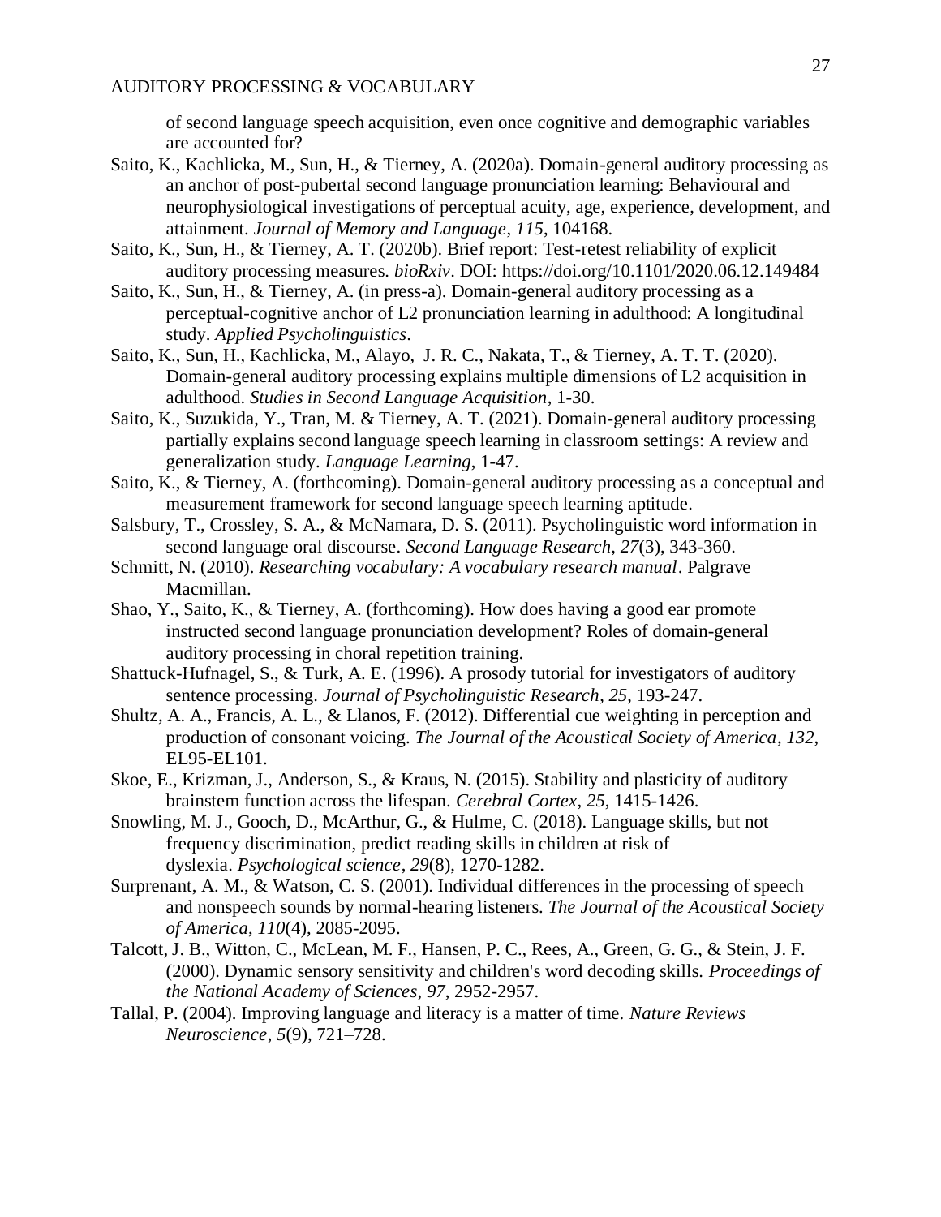of second language speech acquisition, even once cognitive and demographic variables are accounted for?

Saito, K., Kachlicka, M., Sun, H., & Tierney, A. (2020a). Domain-general auditory processing as an anchor of post-pubertal second language pronunciation learning: Behavioural and neurophysiological investigations of perceptual acuity, age, experience, development, and attainment. *Journal of Memory and Language*, *115*, 104168.

Saito, K., Sun, H., & Tierney, A. T. (2020b). Brief report: Test-retest reliability of explicit auditory processing measures. *bioRxiv*. DOI: https://doi.org/10.1101/2020.06.12.149484

Saito, K., Sun, H., & Tierney, A. (in press-a). Domain-general auditory processing as a perceptual-cognitive anchor of L2 pronunciation learning in adulthood: A longitudinal study. *Applied Psycholinguistics*.

Saito, K., Sun, H., Kachlicka, M., Alayo, J. R. C., Nakata, T., & Tierney, A. T. T. (2020). Domain-general auditory processing explains multiple dimensions of L2 acquisition in adulthood. *Studies in Second Language Acquisition*, 1-30.

Saito, K., Suzukida, Y., Tran, M. & Tierney, A. T. (2021). Domain-general auditory processing partially explains second language speech learning in classroom settings: A review and generalization study. *Language Learning*, 1-47.

Saito, K., & Tierney, A. (forthcoming). Domain-general auditory processing as a conceptual and measurement framework for second language speech learning aptitude.

Salsbury, T., Crossley, S. A., & McNamara, D. S. (2011). Psycholinguistic word information in second language oral discourse. *Second Language Research*, *27*(3), 343-360.

Schmitt, N. (2010). *Researching vocabulary: A vocabulary research manual*. Palgrave Macmillan.

Shao, Y., Saito, K., & Tierney, A. (forthcoming). How does having a good ear promote instructed second language pronunciation development? Roles of domain-general auditory processing in choral repetition training.

Shattuck-Hufnagel, S., & Turk, A. E. (1996). A prosody tutorial for investigators of auditory sentence processing. *Journal of Psycholinguistic Research*, *25*, 193-247.

Shultz, A. A., Francis, A. L., & Llanos, F. (2012). Differential cue weighting in perception and production of consonant voicing. *The Journal of the Acoustical Society of America*, *132*, EL95-EL101.

Skoe, E., Krizman, J., Anderson, S., & Kraus, N. (2015). Stability and plasticity of auditory brainstem function across the lifespan. *Cerebral Cortex*, *25*, 1415-1426.

Snowling, M. J., Gooch, D., McArthur, G., & Hulme, C. (2018). Language skills, but not frequency discrimination, predict reading skills in children at risk of dyslexia. *Psychological science*, *29*(8), 1270-1282.

Surprenant, A. M., & Watson, C. S. (2001). Individual differences in the processing of speech and nonspeech sounds by normal-hearing listeners. *The Journal of the Acoustical Society of America*, *110*(4), 2085-2095.

Talcott, J. B., Witton, C., McLean, M. F., Hansen, P. C., Rees, A., Green, G. G., & Stein, J. F. (2000). Dynamic sensory sensitivity and children's word decoding skills. *Proceedings of the National Academy of Sciences*, *97*, 2952-2957.

Tallal, P. (2004). Improving language and literacy is a matter of time. *Nature Reviews Neuroscience*, *5*(9), 721–728.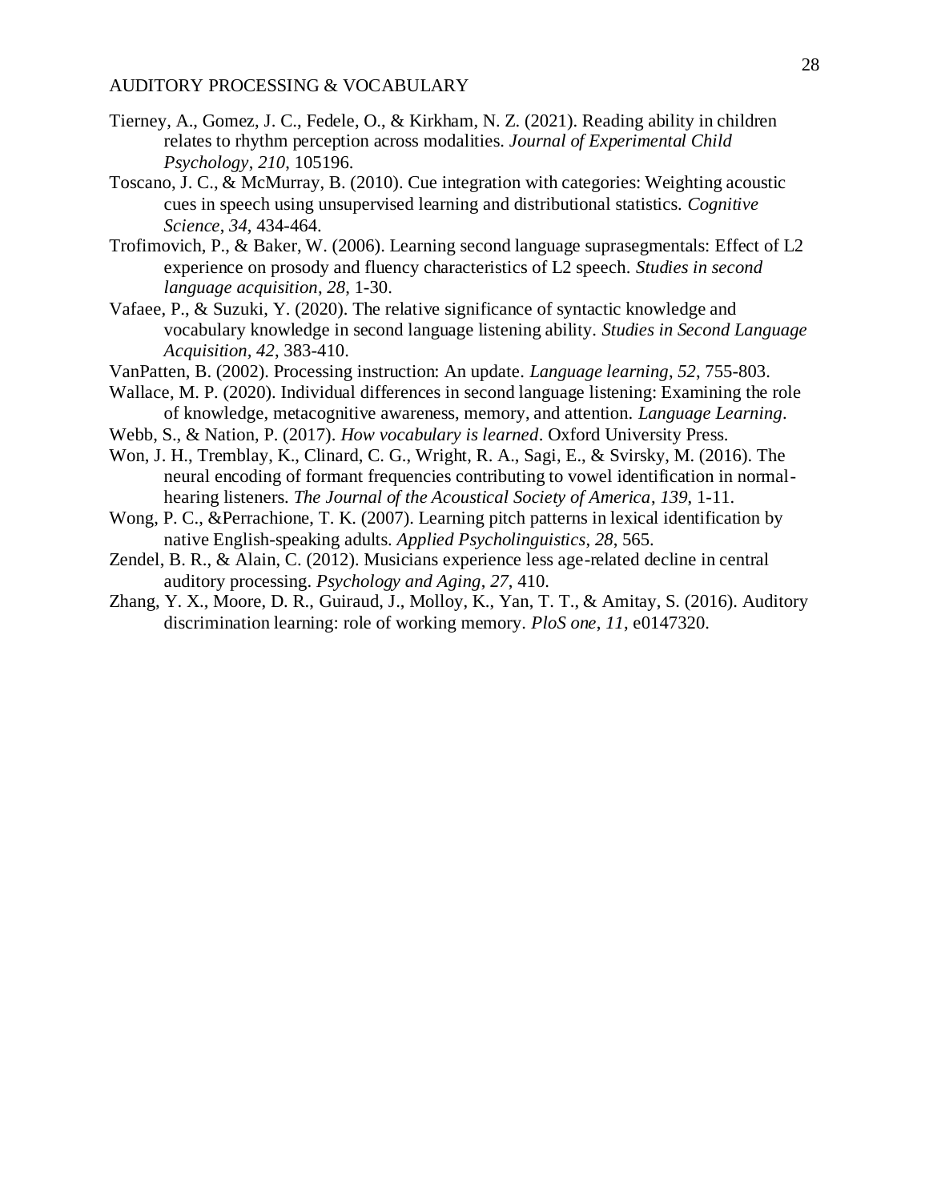Tierney, A., Gomez, J. C., Fedele, O., & Kirkham, N. Z. (2021). Reading ability in children relates to rhythm perception across modalities. *Journal of Experimental Child Psychology*, *210*, 105196.

Toscano, J. C., & McMurray, B. (2010). Cue integration with categories: Weighting acoustic cues in speech using unsupervised learning and distributional statistics. *Cognitive Science*, *34*, 434-464.

Trofimovich, P., & Baker, W. (2006). Learning second language suprasegmentals: Effect of L2 experience on prosody and fluency characteristics of L2 speech. *Studies in second language acquisition*, *28*, 1-30.

Vafaee, P., & Suzuki, Y. (2020). The relative significance of syntactic knowledge and vocabulary knowledge in second language listening ability. *Studies in Second Language Acquisition*, *42*, 383-410.

VanPatten, B. (2002). Processing instruction: An update. *Language learning*, *52*, 755-803.

Wallace, M. P. (2020). Individual differences in second language listening: Examining the role of knowledge, metacognitive awareness, memory, and attention. *Language Learning*.

Webb, S., & Nation, P. (2017). *How vocabulary is learned*. Oxford University Press.

Won, J. H., Tremblay, K., Clinard, C. G., Wright, R. A., Sagi, E., & Svirsky, M. (2016). The neural encoding of formant frequencies contributing to vowel identification in normal-hearing listeners. *The Journal of the Acoustical Society of America*, *139*, 1-11.

Wong, P. C., &Perrachione, T. K. (2007). Learning pitch patterns in lexical identification by native English-speaking adults. *Applied Psycholinguistics*, *28*, 565.

Zendel, B. R., & Alain, C. (2012). Musicians experience less age-related decline in central auditory processing. *Psychology and Aging*, *27*, 410.

Zhang, Y. X., Moore, D. R., Guiraud, J., Molloy, K., Yan, T. T., & Amitay, S. (2016). Auditory discrimination learning: role of working memory. *PloS one*, *11*, e0147320.